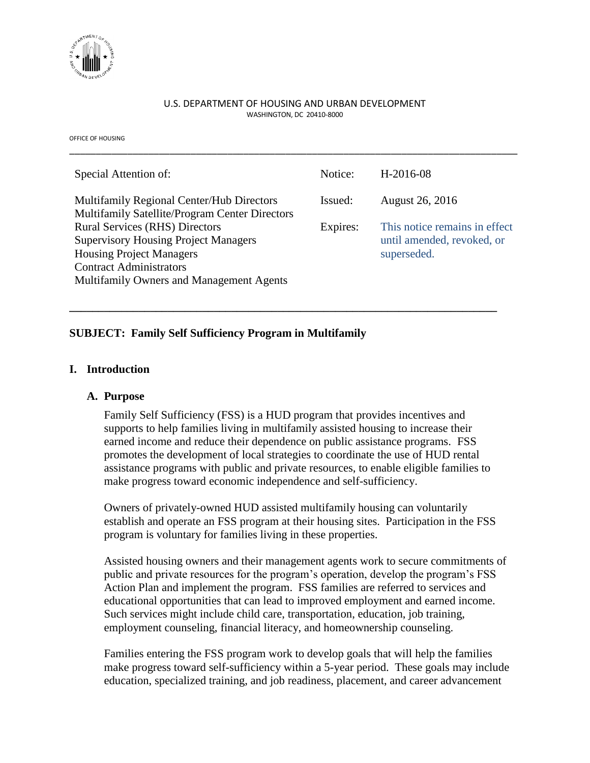U.S. DEPARTMENT OF HOUSING AND URBAN DEVELOPMENT
WASHINGTON, DC 20410-8000

OFFICE OF HOUSING

---

| Special Attention of: | Notice: | H-2016-08 |
|---|---|---|
| Multifamily Regional Center/Hub Directors<br>Multifamily Satellite/Program Center Directors | Issued: | August 26, 2016 |
| Rural Services (RHS) Directors<br>Supervisory Housing Project Managers<br>Housing Project Managers<br>Contract Administrators<br>Multifamily Owners and Management Agents | Expires: | This notice remains in effect until amended, revoked, or superseded. |

---

**SUBJECT: Family Self Sufficiency Program in Multifamily**

## I. Introduction

### A. Purpose

Family Self Sufficiency (FSS) is a HUD program that provides incentives and supports to help families living in multifamily assisted housing to increase their earned income and reduce their dependence on public assistance programs. FSS promotes the development of local strategies to coordinate the use of HUD rental assistance programs with public and private resources, to enable eligible families to make progress toward economic independence and self-sufficiency.

Owners of privately-owned HUD assisted multifamily housing can voluntarily establish and operate an FSS program at their housing sites. Participation in the FSS program is voluntary for families living in these properties.

Assisted housing owners and their management agents work to secure commitments of public and private resources for the program's operation, develop the program's FSS Action Plan and implement the program. FSS families are referred to services and educational opportunities that can lead to improved employment and earned income. Such services might include child care, transportation, education, job training, employment counseling, financial literacy, and homeownership counseling.

Families entering the FSS program work to develop goals that will help the families make progress toward self-sufficiency within a 5-year period. These goals may include education, specialized training, and job readiness, placement, and career advancement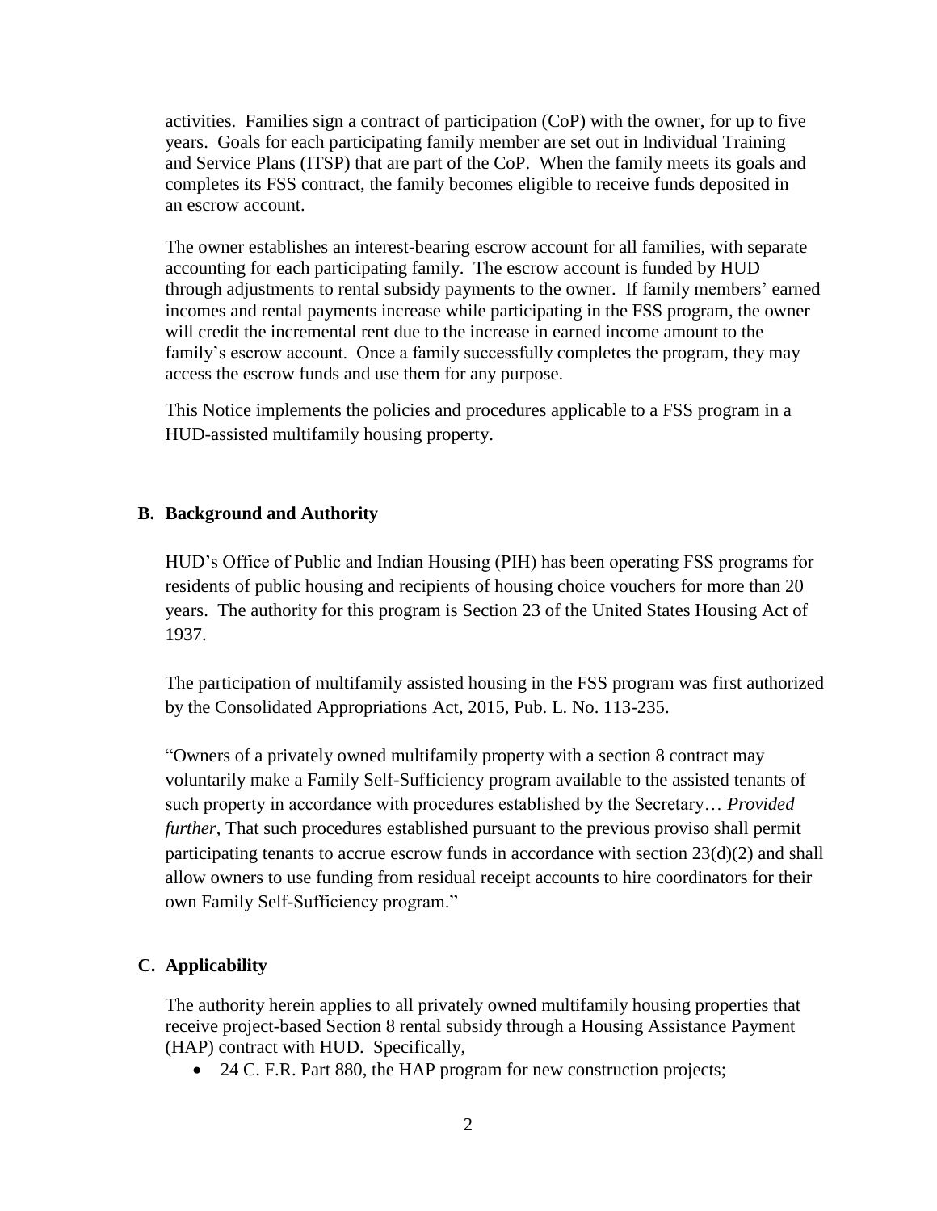activities. Families sign a contract of participation (CoP) with the owner, for up to five years. Goals for each participating family member are set out in Individual Training and Service Plans (ITSP) that are part of the CoP. When the family meets its goals and completes its FSS contract, the family becomes eligible to receive funds deposited in an escrow account.

The owner establishes an interest-bearing escrow account for all families, with separate accounting for each participating family. The escrow account is funded by HUD through adjustments to rental subsidy payments to the owner. If family members' earned incomes and rental payments increase while participating in the FSS program, the owner will credit the incremental rent due to the increase in earned income amount to the family's escrow account. Once a family successfully completes the program, they may access the escrow funds and use them for any purpose.

This Notice implements the policies and procedures applicable to a FSS program in a HUD-assisted multifamily housing property.

## B. Background and Authority

HUD's Office of Public and Indian Housing (PIH) has been operating FSS programs for residents of public housing and recipients of housing choice vouchers for more than 20 years. The authority for this program is Section 23 of the United States Housing Act of 1937.

The participation of multifamily assisted housing in the FSS program was first authorized by the Consolidated Appropriations Act, 2015, Pub. L. No. 113-235.

"Owners of a privately owned multifamily property with a section 8 contract may voluntarily make a Family Self-Sufficiency program available to the assisted tenants of such property in accordance with procedures established by the Secretary… *Provided further*, That such procedures established pursuant to the previous proviso shall permit participating tenants to accrue escrow funds in accordance with section 23(d)(2) and shall allow owners to use funding from residual receipt accounts to hire coordinators for their own Family Self-Sufficiency program."

## C. Applicability

The authority herein applies to all privately owned multifamily housing properties that receive project-based Section 8 rental subsidy through a Housing Assistance Payment (HAP) contract with HUD. Specifically,

- 24 C. F.R. Part 880, the HAP program for new construction projects;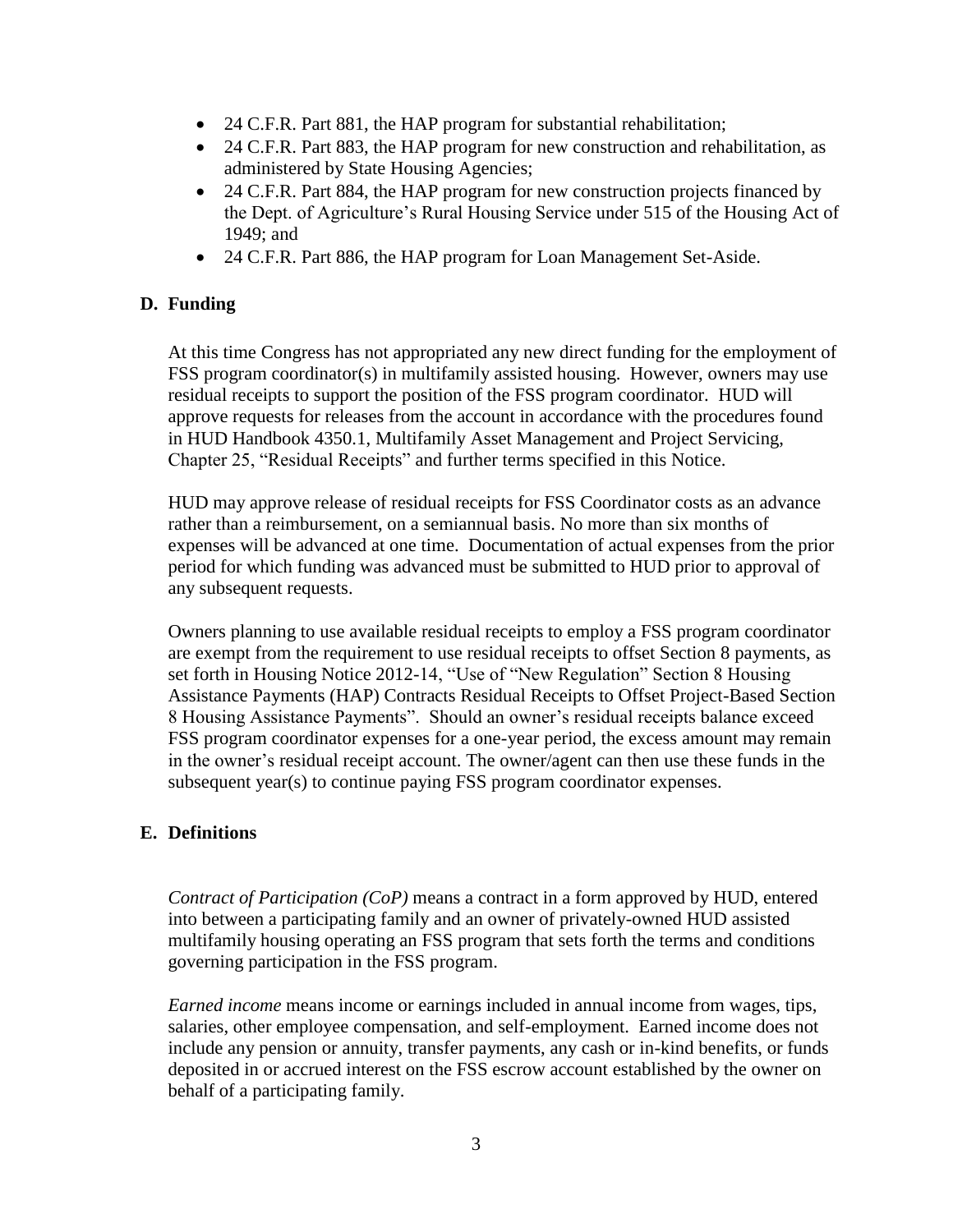- 24 C.F.R. Part 881, the HAP program for substantial rehabilitation;
- 24 C.F.R. Part 883, the HAP program for new construction and rehabilitation, as administered by State Housing Agencies;
- 24 C.F.R. Part 884, the HAP program for new construction projects financed by the Dept. of Agriculture's Rural Housing Service under 515 of the Housing Act of 1949; and
- 24 C.F.R. Part 886, the HAP program for Loan Management Set-Aside.

### D. Funding

At this time Congress has not appropriated any new direct funding for the employment of FSS program coordinator(s) in multifamily assisted housing. However, owners may use residual receipts to support the position of the FSS program coordinator. HUD will approve requests for releases from the account in accordance with the procedures found in HUD Handbook 4350.1, Multifamily Asset Management and Project Servicing, Chapter 25, "Residual Receipts" and further terms specified in this Notice.

HUD may approve release of residual receipts for FSS Coordinator costs as an advance rather than a reimbursement, on a semiannual basis. No more than six months of expenses will be advanced at one time. Documentation of actual expenses from the prior period for which funding was advanced must be submitted to HUD prior to approval of any subsequent requests.

Owners planning to use available residual receipts to employ a FSS program coordinator are exempt from the requirement to use residual receipts to offset Section 8 payments, as set forth in Housing Notice 2012-14, "Use of "New Regulation" Section 8 Housing Assistance Payments (HAP) Contracts Residual Receipts to Offset Project-Based Section 8 Housing Assistance Payments". Should an owner's residual receipts balance exceed FSS program coordinator expenses for a one-year period, the excess amount may remain in the owner's residual receipt account. The owner/agent can then use these funds in the subsequent year(s) to continue paying FSS program coordinator expenses.

### E. Definitions

*Contract of Participation (CoP)* means a contract in a form approved by HUD, entered into between a participating family and an owner of privately-owned HUD assisted multifamily housing operating an FSS program that sets forth the terms and conditions governing participation in the FSS program.

*Earned income* means income or earnings included in annual income from wages, tips, salaries, other employee compensation, and self-employment. Earned income does not include any pension or annuity, transfer payments, any cash or in-kind benefits, or funds deposited in or accrued interest on the FSS escrow account established by the owner on behalf of a participating family.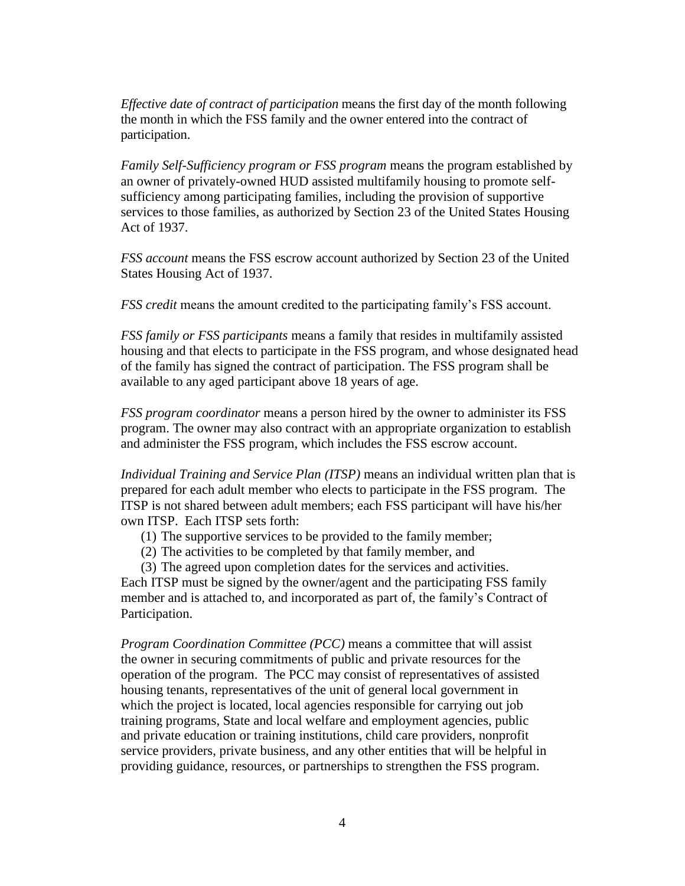*Effective date of contract of participation* means the first day of the month following the month in which the FSS family and the owner entered into the contract of participation.

*Family Self-Sufficiency program or FSS program* means the program established by an owner of privately-owned HUD assisted multifamily housing to promote self-sufficiency among participating families, including the provision of supportive services to those families, as authorized by Section 23 of the United States Housing Act of 1937.

*FSS account* means the FSS escrow account authorized by Section 23 of the United States Housing Act of 1937.

*FSS credit* means the amount credited to the participating family's FSS account.

*FSS family or FSS participants* means a family that resides in multifamily assisted housing and that elects to participate in the FSS program, and whose designated head of the family has signed the contract of participation. The FSS program shall be available to any aged participant above 18 years of age.

*FSS program coordinator* means a person hired by the owner to administer its FSS program. The owner may also contract with an appropriate organization to establish and administer the FSS program, which includes the FSS escrow account.

*Individual Training and Service Plan (ITSP)* means an individual written plan that is prepared for each adult member who elects to participate in the FSS program. The ITSP is not shared between adult members; each FSS participant will have his/her own ITSP. Each ITSP sets forth:

(1) The supportive services to be provided to the family member;
(2) The activities to be completed by that family member, and
(3) The agreed upon completion dates for the services and activities.

Each ITSP must be signed by the owner/agent and the participating FSS family member and is attached to, and incorporated as part of, the family's Contract of Participation.

*Program Coordination Committee (PCC)* means a committee that will assist the owner in securing commitments of public and private resources for the operation of the program. The PCC may consist of representatives of assisted housing tenants, representatives of the unit of general local government in which the project is located, local agencies responsible for carrying out job training programs, State and local welfare and employment agencies, public and private education or training institutions, child care providers, nonprofit service providers, private business, and any other entities that will be helpful in providing guidance, resources, or partnerships to strengthen the FSS program.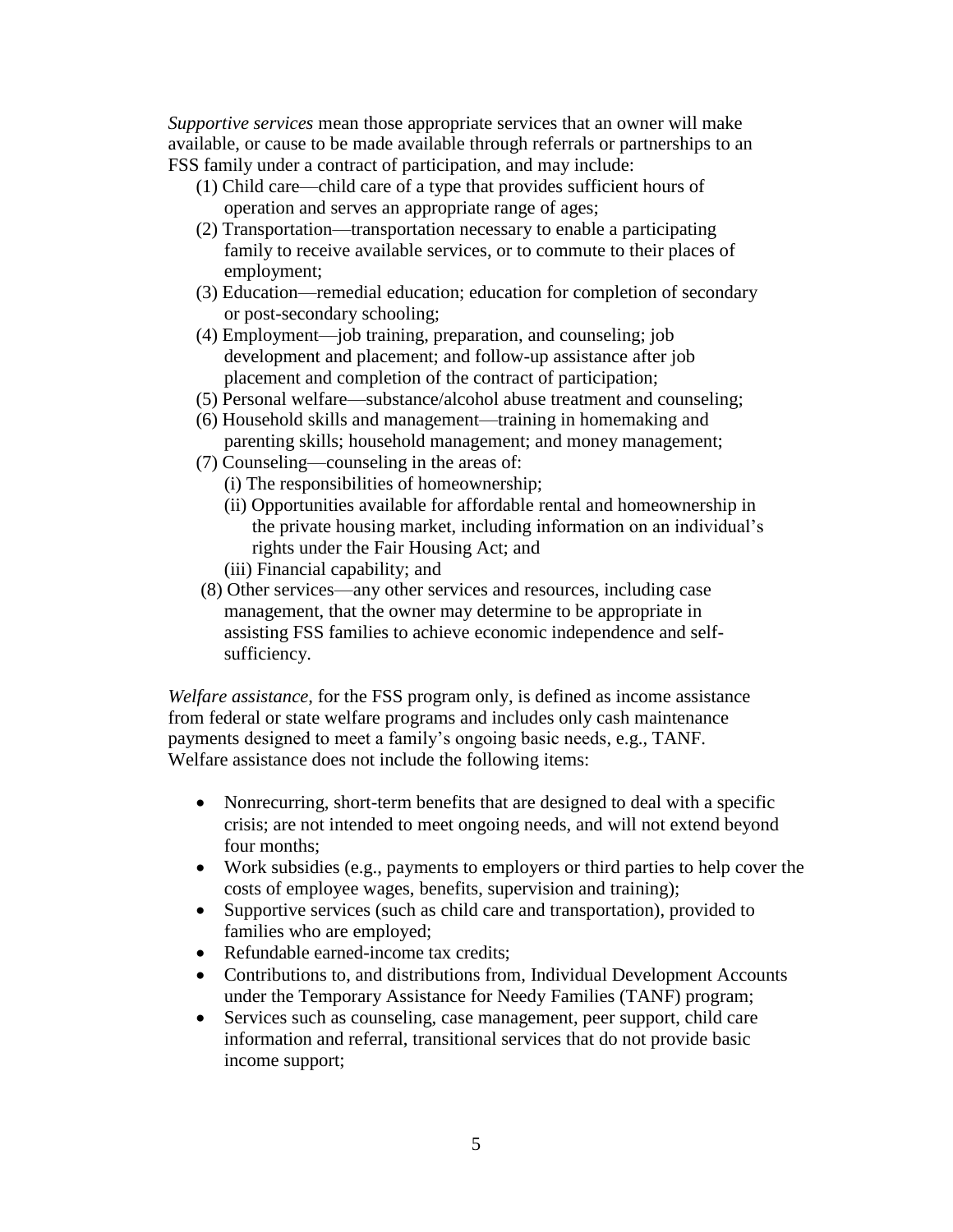*Supportive services* mean those appropriate services that an owner will make available, or cause to be made available through referrals or partnerships to an FSS family under a contract of participation, and may include:

(1) Child care—child care of a type that provides sufficient hours of operation and serves an appropriate range of ages;

(2) Transportation—transportation necessary to enable a participating family to receive available services, or to commute to their places of employment;

(3) Education—remedial education; education for completion of secondary or post-secondary schooling;

(4) Employment—job training, preparation, and counseling; job development and placement; and follow-up assistance after job placement and completion of the contract of participation;

(5) Personal welfare—substance/alcohol abuse treatment and counseling;

(6) Household skills and management—training in homemaking and parenting skills; household management; and money management;

(7) Counseling—counseling in the areas of:

(i) The responsibilities of homeownership;

(ii) Opportunities available for affordable rental and homeownership in the private housing market, including information on an individual's rights under the Fair Housing Act; and

(iii) Financial capability; and

(8) Other services—any other services and resources, including case management, that the owner may determine to be appropriate in assisting FSS families to achieve economic independence and self-sufficiency.

*Welfare assistance*, for the FSS program only, is defined as income assistance from federal or state welfare programs and includes only cash maintenance payments designed to meet a family's ongoing basic needs, e.g., TANF. Welfare assistance does not include the following items:

- Nonrecurring, short-term benefits that are designed to deal with a specific crisis; are not intended to meet ongoing needs, and will not extend beyond four months;
- Work subsidies (e.g., payments to employers or third parties to help cover the costs of employee wages, benefits, supervision and training);
- Supportive services (such as child care and transportation), provided to families who are employed;
- Refundable earned-income tax credits;
- Contributions to, and distributions from, Individual Development Accounts under the Temporary Assistance for Needy Families (TANF) program;
- Services such as counseling, case management, peer support, child care information and referral, transitional services that do not provide basic income support;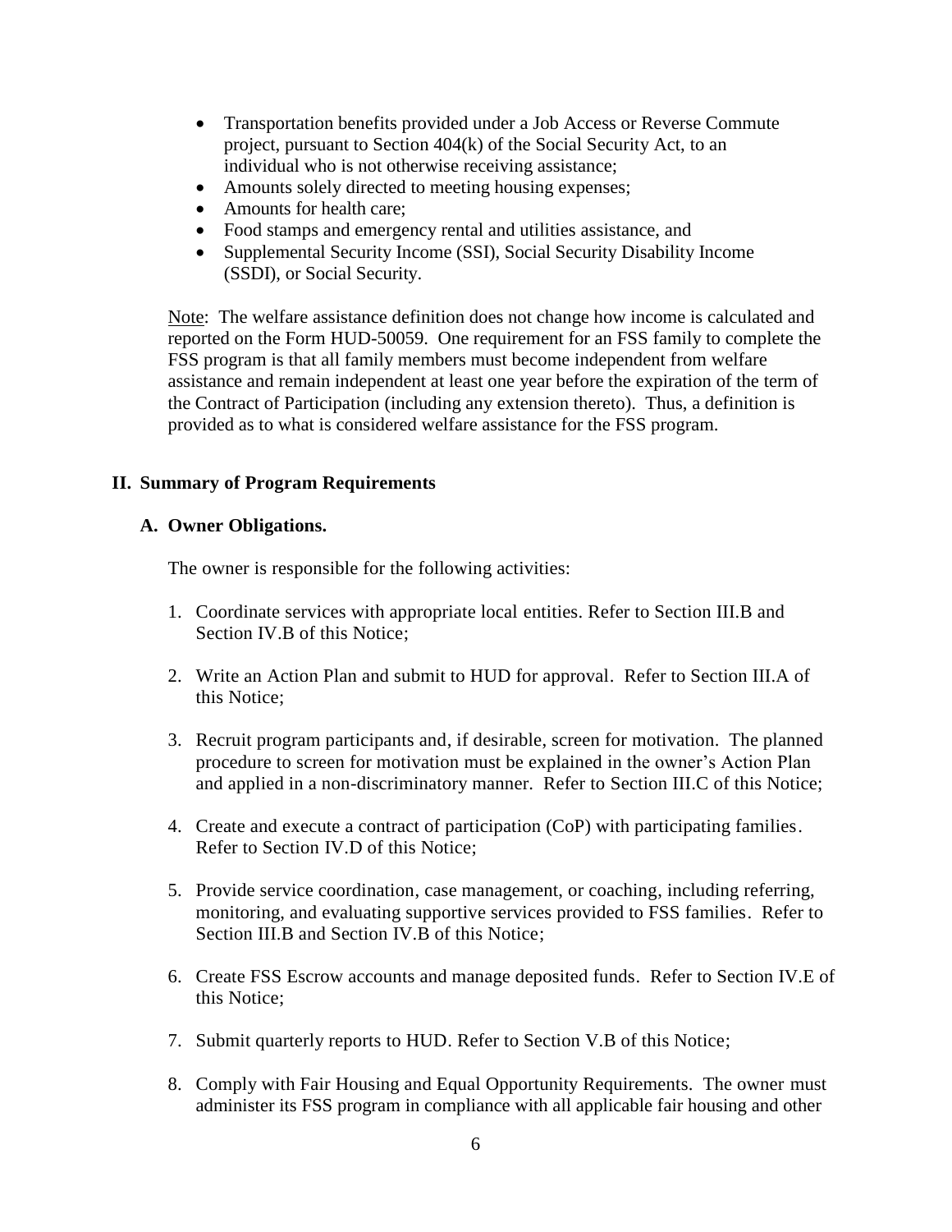- Transportation benefits provided under a Job Access or Reverse Commute project, pursuant to Section 404(k) of the Social Security Act, to an individual who is not otherwise receiving assistance;
- Amounts solely directed to meeting housing expenses;
- Amounts for health care;
- Food stamps and emergency rental and utilities assistance, and
- Supplemental Security Income (SSI), Social Security Disability Income (SSDI), or Social Security.

Note: The welfare assistance definition does not change how income is calculated and reported on the Form HUD-50059. One requirement for an FSS family to complete the FSS program is that all family members must become independent from welfare assistance and remain independent at least one year before the expiration of the term of the Contract of Participation (including any extension thereto). Thus, a definition is provided as to what is considered welfare assistance for the FSS program.

## II. Summary of Program Requirements

### A. Owner Obligations.

The owner is responsible for the following activities:

1. Coordinate services with appropriate local entities. Refer to Section III.B and Section IV.B of this Notice;

2. Write an Action Plan and submit to HUD for approval. Refer to Section III.A of this Notice;

3. Recruit program participants and, if desirable, screen for motivation. The planned procedure to screen for motivation must be explained in the owner's Action Plan and applied in a non-discriminatory manner. Refer to Section III.C of this Notice;

4. Create and execute a contract of participation (CoP) with participating families. Refer to Section IV.D of this Notice;

5. Provide service coordination, case management, or coaching, including referring, monitoring, and evaluating supportive services provided to FSS families. Refer to Section III.B and Section IV.B of this Notice;

6. Create FSS Escrow accounts and manage deposited funds. Refer to Section IV.E of this Notice;

7. Submit quarterly reports to HUD. Refer to Section V.B of this Notice;

8. Comply with Fair Housing and Equal Opportunity Requirements. The owner must administer its FSS program in compliance with all applicable fair housing and other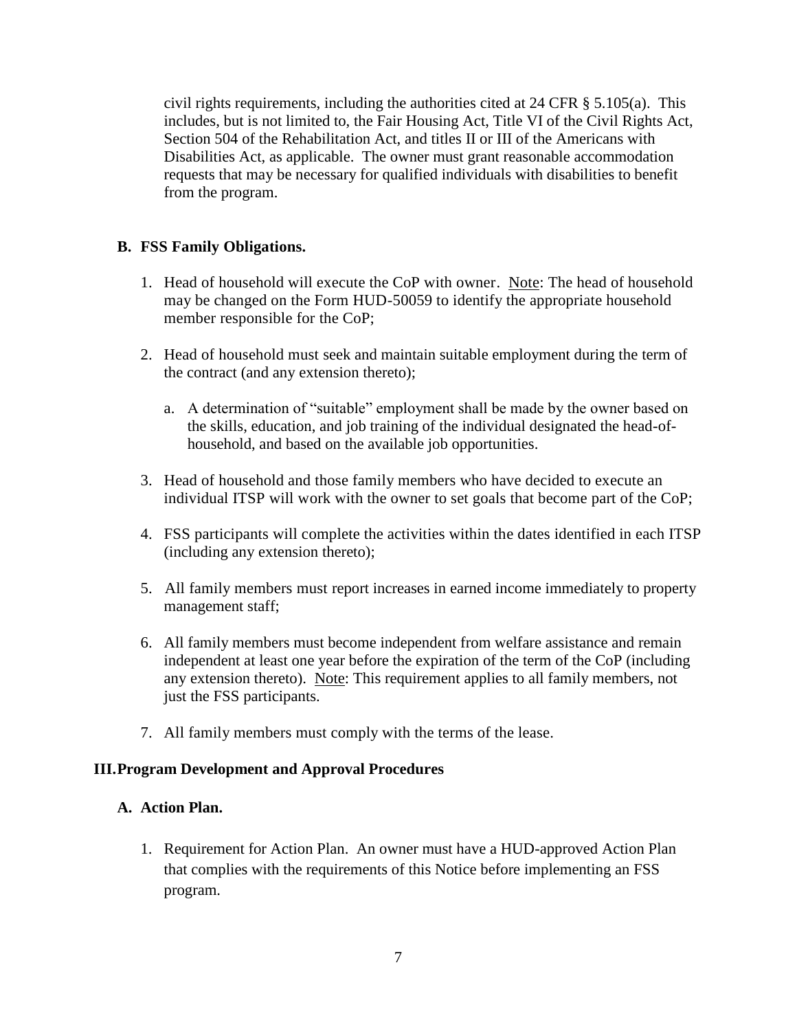civil rights requirements, including the authorities cited at 24 CFR § 5.105(a). This includes, but is not limited to, the Fair Housing Act, Title VI of the Civil Rights Act, Section 504 of the Rehabilitation Act, and titles II or III of the Americans with Disabilities Act, as applicable. The owner must grant reasonable accommodation requests that may be necessary for qualified individuals with disabilities to benefit from the program.

### B. FSS Family Obligations.

1. Head of household will execute the CoP with owner. Note: The head of household may be changed on the Form HUD-50059 to identify the appropriate household member responsible for the CoP;

2. Head of household must seek and maintain suitable employment during the term of the contract (and any extension thereto);

   a. A determination of "suitable" employment shall be made by the owner based on the skills, education, and job training of the individual designated the head-of-household, and based on the available job opportunities.

3. Head of household and those family members who have decided to execute an individual ITSP will work with the owner to set goals that become part of the CoP;

4. FSS participants will complete the activities within the dates identified in each ITSP (including any extension thereto);

5. All family members must report increases in earned income immediately to property management staff;

6. All family members must become independent from welfare assistance and remain independent at least one year before the expiration of the term of the CoP (including any extension thereto). Note: This requirement applies to all family members, not just the FSS participants.

7. All family members must comply with the terms of the lease.

## III. Program Development and Approval Procedures

### A. Action Plan.

1. Requirement for Action Plan. An owner must have a HUD-approved Action Plan that complies with the requirements of this Notice before implementing an FSS program.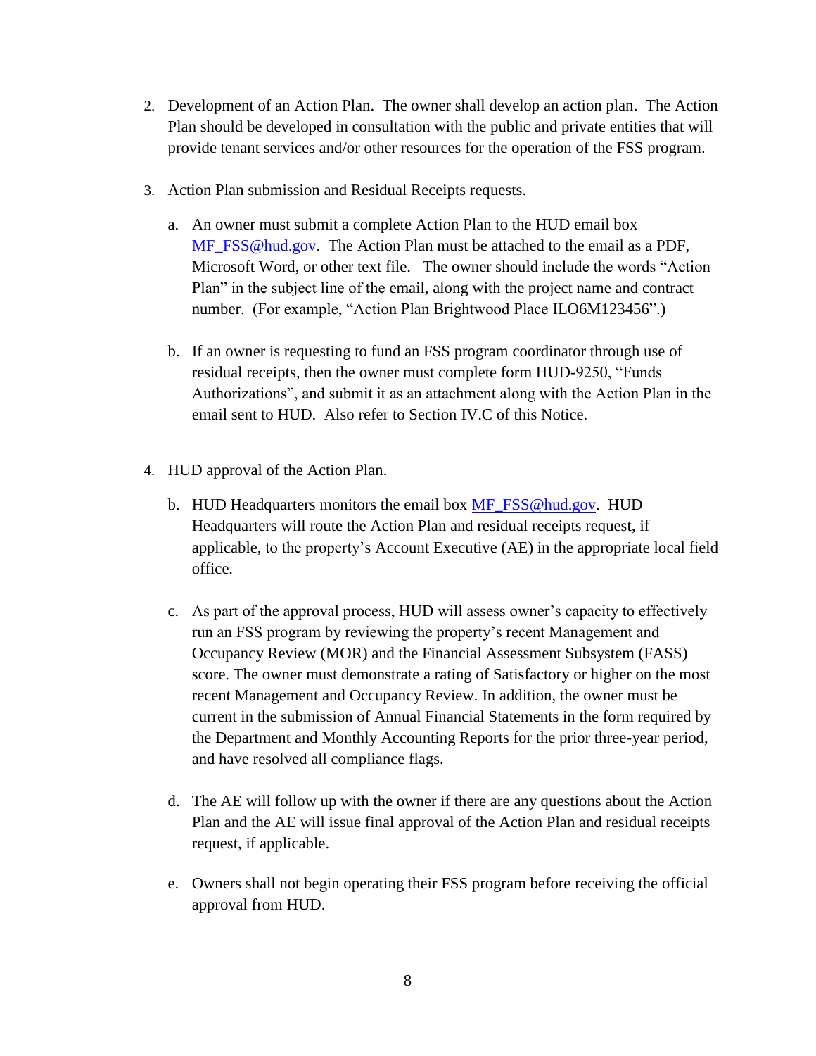2. Development of an Action Plan. The owner shall develop an action plan. The Action Plan should be developed in consultation with the public and private entities that will provide tenant services and/or other resources for the operation of the FSS program.

3. Action Plan submission and Residual Receipts requests.

   a. An owner must submit a complete Action Plan to the HUD email box MF_FSS@hud.gov. The Action Plan must be attached to the email as a PDF, Microsoft Word, or other text file. The owner should include the words "Action Plan" in the subject line of the email, along with the project name and contract number. (For example, "Action Plan Brightwood Place ILO6M123456".)

   b. If an owner is requesting to fund an FSS program coordinator through use of residual receipts, then the owner must complete form HUD-9250, "Funds Authorizations", and submit it as an attachment along with the Action Plan in the email sent to HUD. Also refer to Section IV.C of this Notice.

4. HUD approval of the Action Plan.

   b. HUD Headquarters monitors the email box MF_FSS@hud.gov. HUD Headquarters will route the Action Plan and residual receipts request, if applicable, to the property's Account Executive (AE) in the appropriate local field office.

   c. As part of the approval process, HUD will assess owner's capacity to effectively run an FSS program by reviewing the property's recent Management and Occupancy Review (MOR) and the Financial Assessment Subsystem (FASS) score. The owner must demonstrate a rating of Satisfactory or higher on the most recent Management and Occupancy Review. In addition, the owner must be current in the submission of Annual Financial Statements in the form required by the Department and Monthly Accounting Reports for the prior three-year period, and have resolved all compliance flags.

   d. The AE will follow up with the owner if there are any questions about the Action Plan and the AE will issue final approval of the Action Plan and residual receipts request, if applicable.

   e. Owners shall not begin operating their FSS program before receiving the official approval from HUD.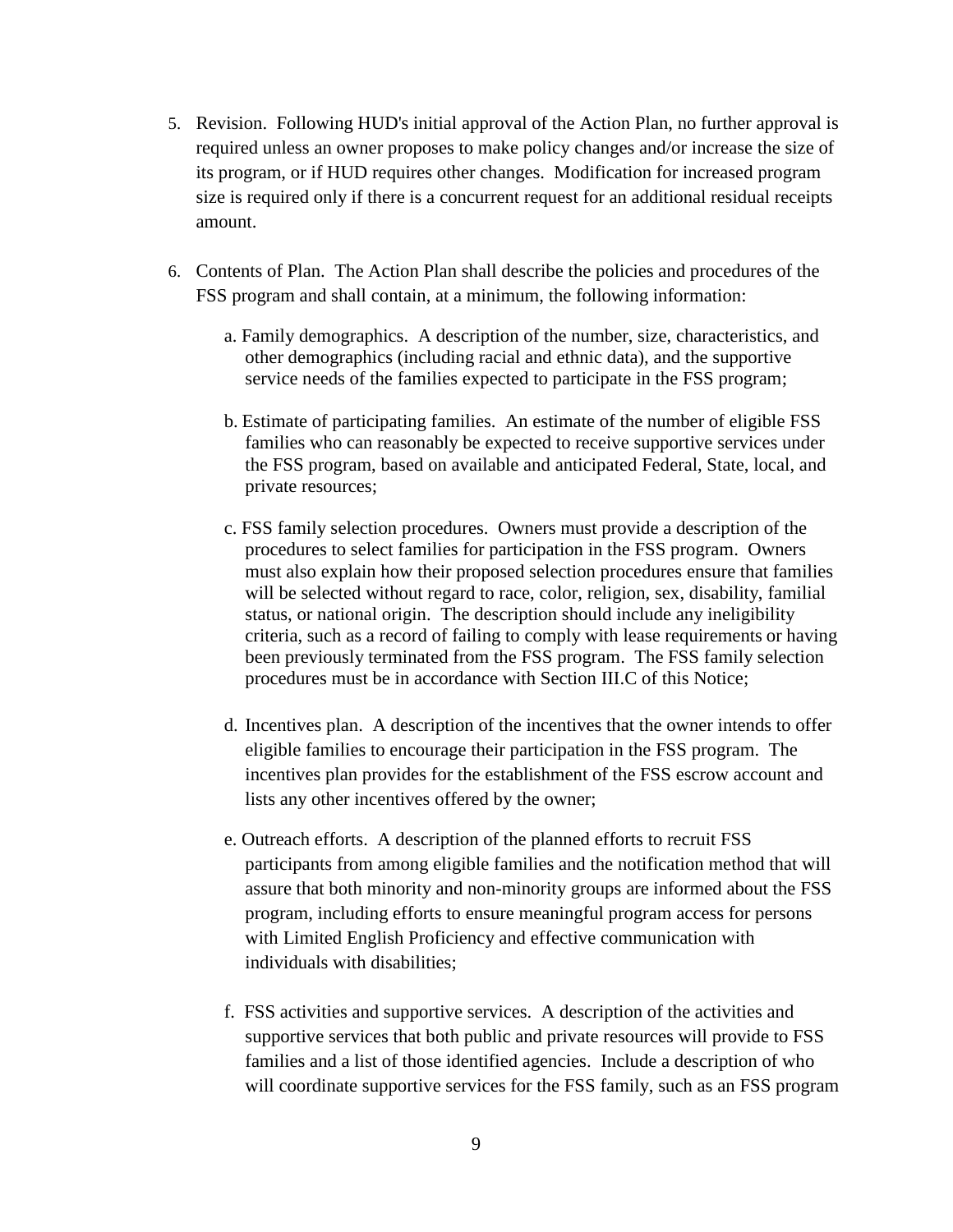5. Revision. Following HUD's initial approval of the Action Plan, no further approval is required unless an owner proposes to make policy changes and/or increase the size of its program, or if HUD requires other changes. Modification for increased program size is required only if there is a concurrent request for an additional residual receipts amount.

6. Contents of Plan. The Action Plan shall describe the policies and procedures of the FSS program and shall contain, at a minimum, the following information:

   a. Family demographics. A description of the number, size, characteristics, and other demographics (including racial and ethnic data), and the supportive service needs of the families expected to participate in the FSS program;

   b. Estimate of participating families. An estimate of the number of eligible FSS families who can reasonably be expected to receive supportive services under the FSS program, based on available and anticipated Federal, State, local, and private resources;

   c. FSS family selection procedures. Owners must provide a description of the procedures to select families for participation in the FSS program. Owners must also explain how their proposed selection procedures ensure that families will be selected without regard to race, color, religion, sex, disability, familial status, or national origin. The description should include any ineligibility criteria, such as a record of failing to comply with lease requirements or having been previously terminated from the FSS program. The FSS family selection procedures must be in accordance with Section III.C of this Notice;

   d. Incentives plan. A description of the incentives that the owner intends to offer eligible families to encourage their participation in the FSS program. The incentives plan provides for the establishment of the FSS escrow account and lists any other incentives offered by the owner;

   e. Outreach efforts. A description of the planned efforts to recruit FSS participants from among eligible families and the notification method that will assure that both minority and non-minority groups are informed about the FSS program, including efforts to ensure meaningful program access for persons with Limited English Proficiency and effective communication with individuals with disabilities;

   f. FSS activities and supportive services. A description of the activities and supportive services that both public and private resources will provide to FSS families and a list of those identified agencies. Include a description of who will coordinate supportive services for the FSS family, such as an FSS program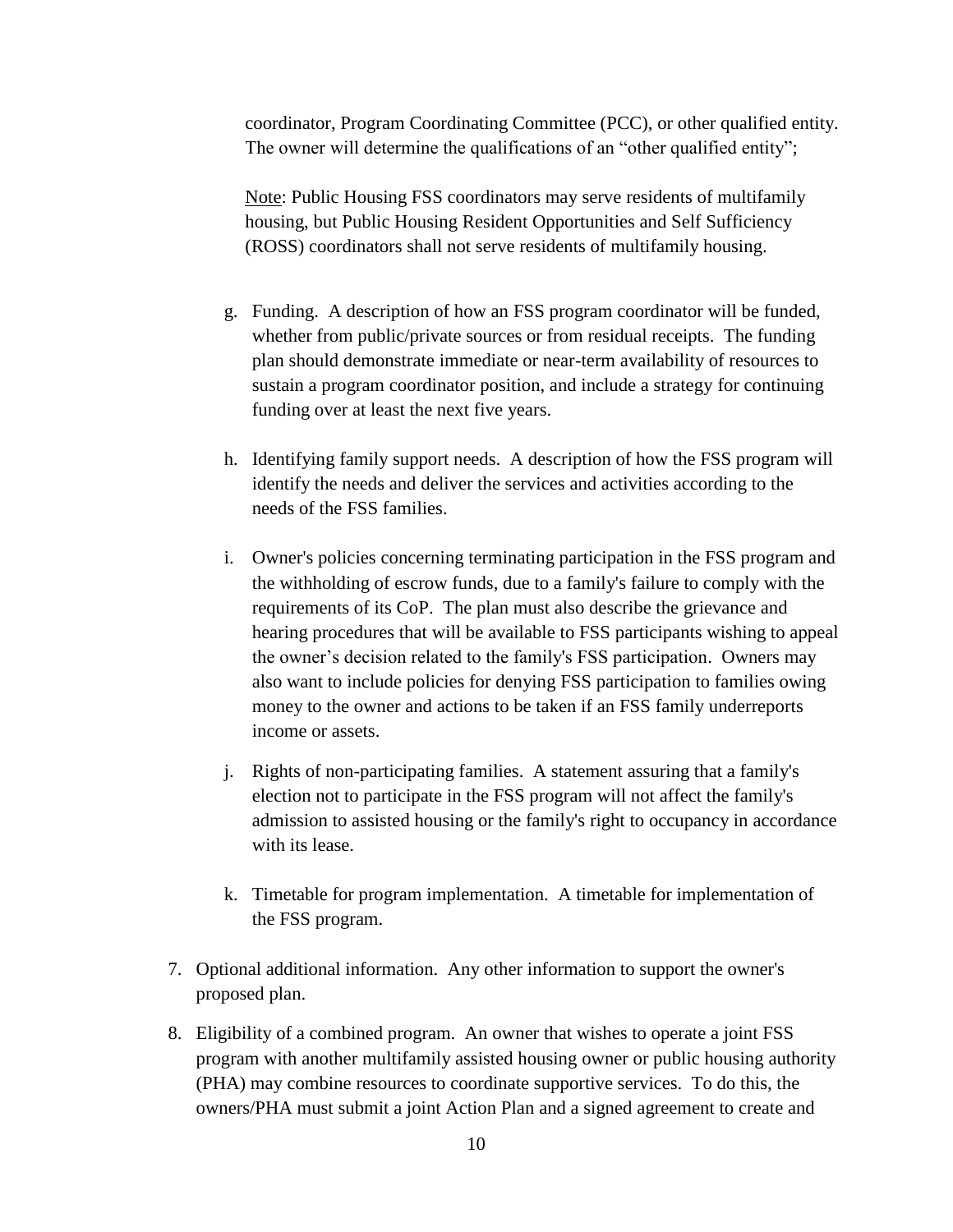coordinator, Program Coordinating Committee (PCC), or other qualified entity. The owner will determine the qualifications of an "other qualified entity";

<u>Note</u>: Public Housing FSS coordinators may serve residents of multifamily housing, but Public Housing Resident Opportunities and Self Sufficiency (ROSS) coordinators shall not serve residents of multifamily housing.

g. Funding. A description of how an FSS program coordinator will be funded, whether from public/private sources or from residual receipts. The funding plan should demonstrate immediate or near-term availability of resources to sustain a program coordinator position, and include a strategy for continuing funding over at least the next five years.

h. Identifying family support needs. A description of how the FSS program will identify the needs and deliver the services and activities according to the needs of the FSS families.

i. Owner's policies concerning terminating participation in the FSS program and the withholding of escrow funds, due to a family's failure to comply with the requirements of its CoP. The plan must also describe the grievance and hearing procedures that will be available to FSS participants wishing to appeal the owner's decision related to the family's FSS participation. Owners may also want to include policies for denying FSS participation to families owing money to the owner and actions to be taken if an FSS family underreports income or assets.

j. Rights of non-participating families. A statement assuring that a family's election not to participate in the FSS program will not affect the family's admission to assisted housing or the family's right to occupancy in accordance with its lease.

k. Timetable for program implementation. A timetable for implementation of the FSS program.

7. Optional additional information. Any other information to support the owner's proposed plan.

8. Eligibility of a combined program. An owner that wishes to operate a joint FSS program with another multifamily assisted housing owner or public housing authority (PHA) may combine resources to coordinate supportive services. To do this, the owners/PHA must submit a joint Action Plan and a signed agreement to create and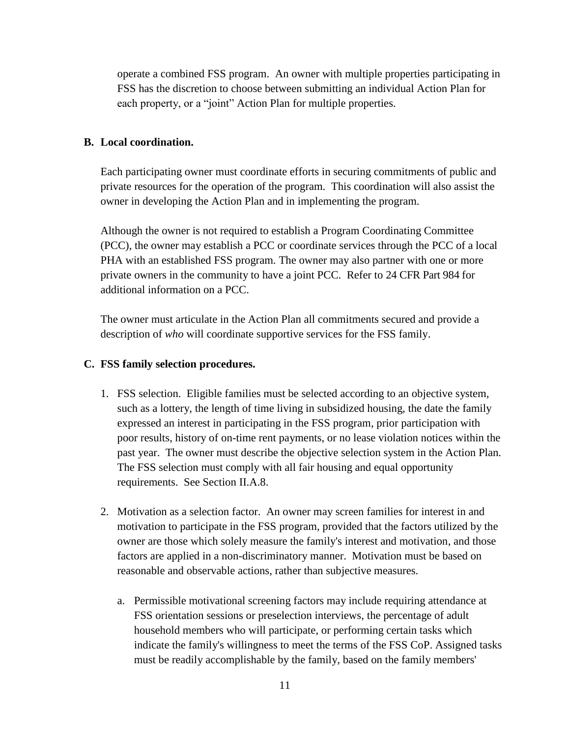operate a combined FSS program. An owner with multiple properties participating in FSS has the discretion to choose between submitting an individual Action Plan for each property, or a "joint" Action Plan for multiple properties.

**B. Local coordination.**

Each participating owner must coordinate efforts in securing commitments of public and private resources for the operation of the program. This coordination will also assist the owner in developing the Action Plan and in implementing the program.

Although the owner is not required to establish a Program Coordinating Committee (PCC), the owner may establish a PCC or coordinate services through the PCC of a local PHA with an established FSS program. The owner may also partner with one or more private owners in the community to have a joint PCC. Refer to 24 CFR Part 984 for additional information on a PCC.

The owner must articulate in the Action Plan all commitments secured and provide a description of *who* will coordinate supportive services for the FSS family.

**C. FSS family selection procedures.**

1. FSS selection. Eligible families must be selected according to an objective system, such as a lottery, the length of time living in subsidized housing, the date the family expressed an interest in participating in the FSS program, prior participation with poor results, history of on-time rent payments, or no lease violation notices within the past year. The owner must describe the objective selection system in the Action Plan. The FSS selection must comply with all fair housing and equal opportunity requirements. See Section II.A.8.

2. Motivation as a selection factor. An owner may screen families for interest in and motivation to participate in the FSS program, provided that the factors utilized by the owner are those which solely measure the family's interest and motivation, and those factors are applied in a non-discriminatory manner. Motivation must be based on reasonable and observable actions, rather than subjective measures.

   a. Permissible motivational screening factors may include requiring attendance at FSS orientation sessions or preselection interviews, the percentage of adult household members who will participate, or performing certain tasks which indicate the family's willingness to meet the terms of the FSS CoP. Assigned tasks must be readily accomplishable by the family, based on the family members'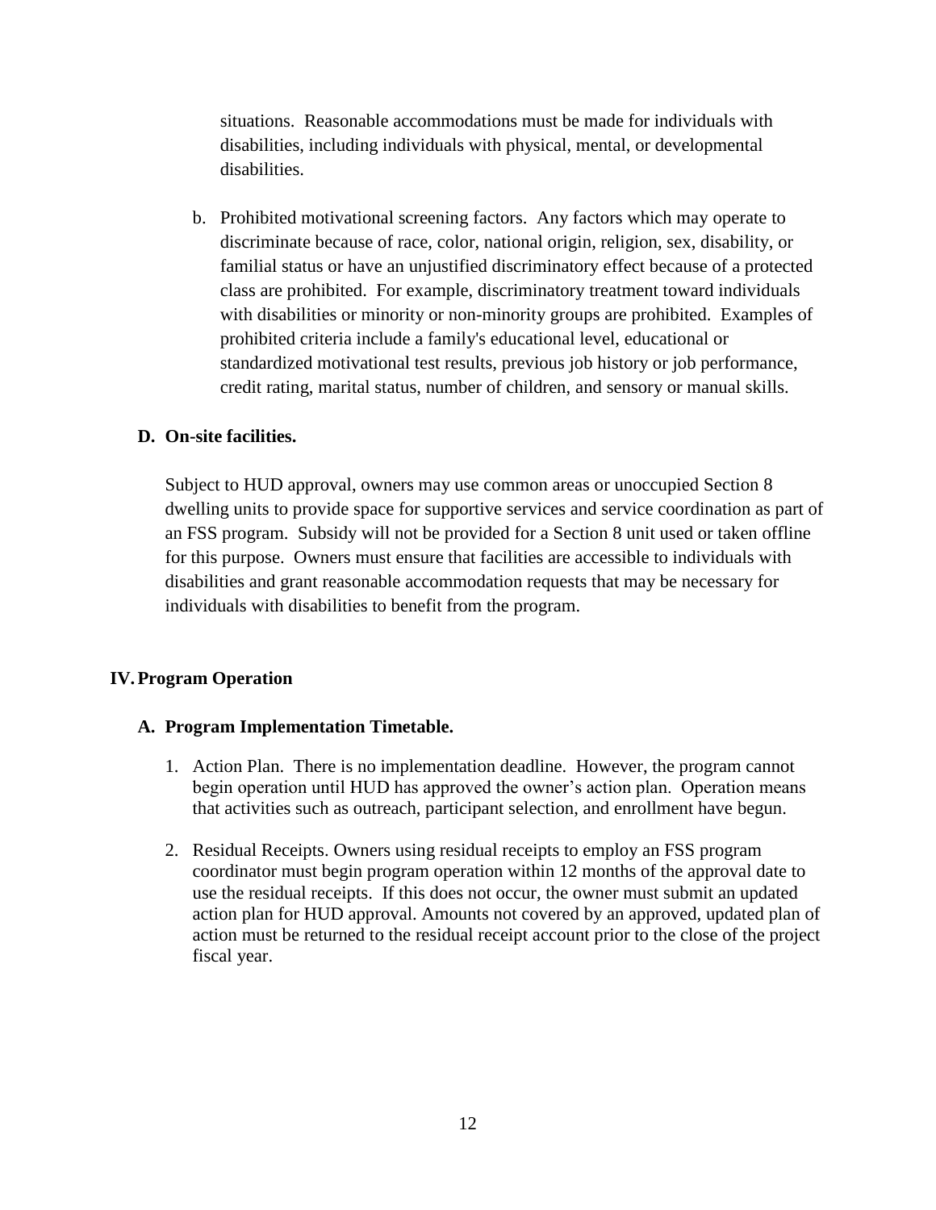situations. Reasonable accommodations must be made for individuals with disabilities, including individuals with physical, mental, or developmental disabilities.

b. Prohibited motivational screening factors. Any factors which may operate to discriminate because of race, color, national origin, religion, sex, disability, or familial status or have an unjustified discriminatory effect because of a protected class are prohibited. For example, discriminatory treatment toward individuals with disabilities or minority or non-minority groups are prohibited. Examples of prohibited criteria include a family's educational level, educational or standardized motivational test results, previous job history or job performance, credit rating, marital status, number of children, and sensory or manual skills.

### D. On-site facilities.

Subject to HUD approval, owners may use common areas or unoccupied Section 8 dwelling units to provide space for supportive services and service coordination as part of an FSS program. Subsidy will not be provided for a Section 8 unit used or taken offline for this purpose. Owners must ensure that facilities are accessible to individuals with disabilities and grant reasonable accommodation requests that may be necessary for individuals with disabilities to benefit from the program.

## IV. Program Operation

### A. Program Implementation Timetable.

1. Action Plan. There is no implementation deadline. However, the program cannot begin operation until HUD has approved the owner's action plan. Operation means that activities such as outreach, participant selection, and enrollment have begun.

2. Residual Receipts. Owners using residual receipts to employ an FSS program coordinator must begin program operation within 12 months of the approval date to use the residual receipts. If this does not occur, the owner must submit an updated action plan for HUD approval. Amounts not covered by an approved, updated plan of action must be returned to the residual receipt account prior to the close of the project fiscal year.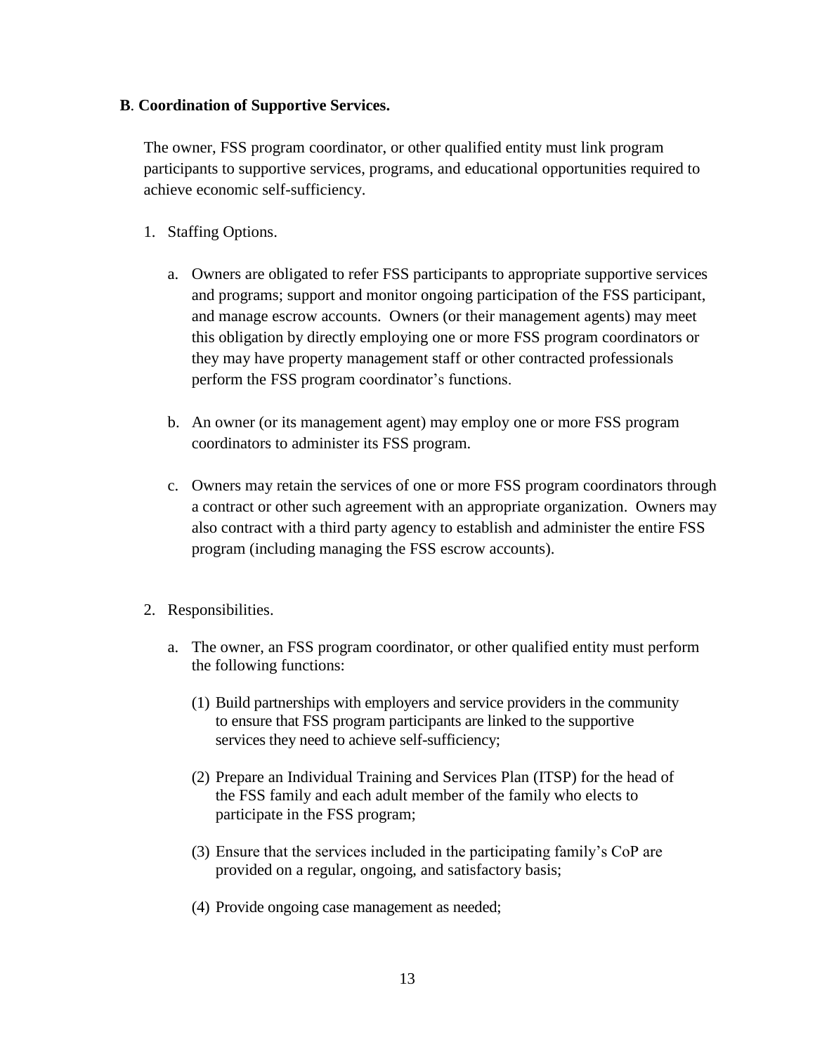**B. Coordination of Supportive Services.**

The owner, FSS program coordinator, or other qualified entity must link program participants to supportive services, programs, and educational opportunities required to achieve economic self-sufficiency.

1. Staffing Options.

   a. Owners are obligated to refer FSS participants to appropriate supportive services and programs; support and monitor ongoing participation of the FSS participant, and manage escrow accounts. Owners (or their management agents) may meet this obligation by directly employing one or more FSS program coordinators or they may have property management staff or other contracted professionals perform the FSS program coordinator's functions.

   b. An owner (or its management agent) may employ one or more FSS program coordinators to administer its FSS program.

   c. Owners may retain the services of one or more FSS program coordinators through a contract or other such agreement with an appropriate organization. Owners may also contract with a third party agency to establish and administer the entire FSS program (including managing the FSS escrow accounts).

2. Responsibilities.

   a. The owner, an FSS program coordinator, or other qualified entity must perform the following functions:

      (1) Build partnerships with employers and service providers in the community to ensure that FSS program participants are linked to the supportive services they need to achieve self-sufficiency;

      (2) Prepare an Individual Training and Services Plan (ITSP) for the head of the FSS family and each adult member of the family who elects to participate in the FSS program;

      (3) Ensure that the services included in the participating family's CoP are provided on a regular, ongoing, and satisfactory basis;

      (4) Provide ongoing case management as needed;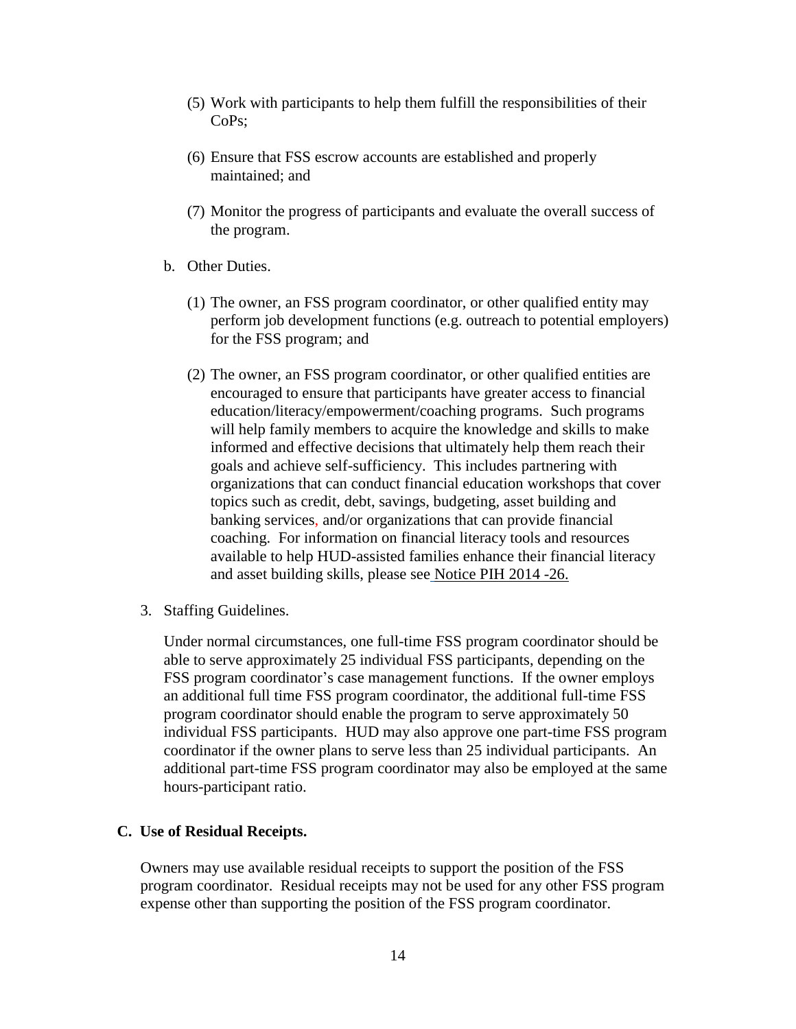(5) Work with participants to help them fulfill the responsibilities of their CoPs;

(6) Ensure that FSS escrow accounts are established and properly maintained; and

(7) Monitor the progress of participants and evaluate the overall success of the program.

b. Other Duties.

(1) The owner, an FSS program coordinator, or other qualified entity may perform job development functions (e.g. outreach to potential employers) for the FSS program; and

(2) The owner, an FSS program coordinator, or other qualified entities are encouraged to ensure that participants have greater access to financial education/literacy/empowerment/coaching programs. Such programs will help family members to acquire the knowledge and skills to make informed and effective decisions that ultimately help them reach their goals and achieve self-sufficiency. This includes partnering with organizations that can conduct financial education workshops that cover topics such as credit, debt, savings, budgeting, asset building and banking services, and/or organizations that can provide financial coaching. For information on financial literacy tools and resources available to help HUD-assisted families enhance their financial literacy and asset building skills, please see Notice PIH 2014 -26.

3. Staffing Guidelines.

Under normal circumstances, one full-time FSS program coordinator should be able to serve approximately 25 individual FSS participants, depending on the FSS program coordinator's case management functions. If the owner employs an additional full time FSS program coordinator, the additional full-time FSS program coordinator should enable the program to serve approximately 50 individual FSS participants. HUD may also approve one part-time FSS program coordinator if the owner plans to serve less than 25 individual participants. An additional part-time FSS program coordinator may also be employed at the same hours-participant ratio.

### C. Use of Residual Receipts.

Owners may use available residual receipts to support the position of the FSS program coordinator. Residual receipts may not be used for any other FSS program expense other than supporting the position of the FSS program coordinator.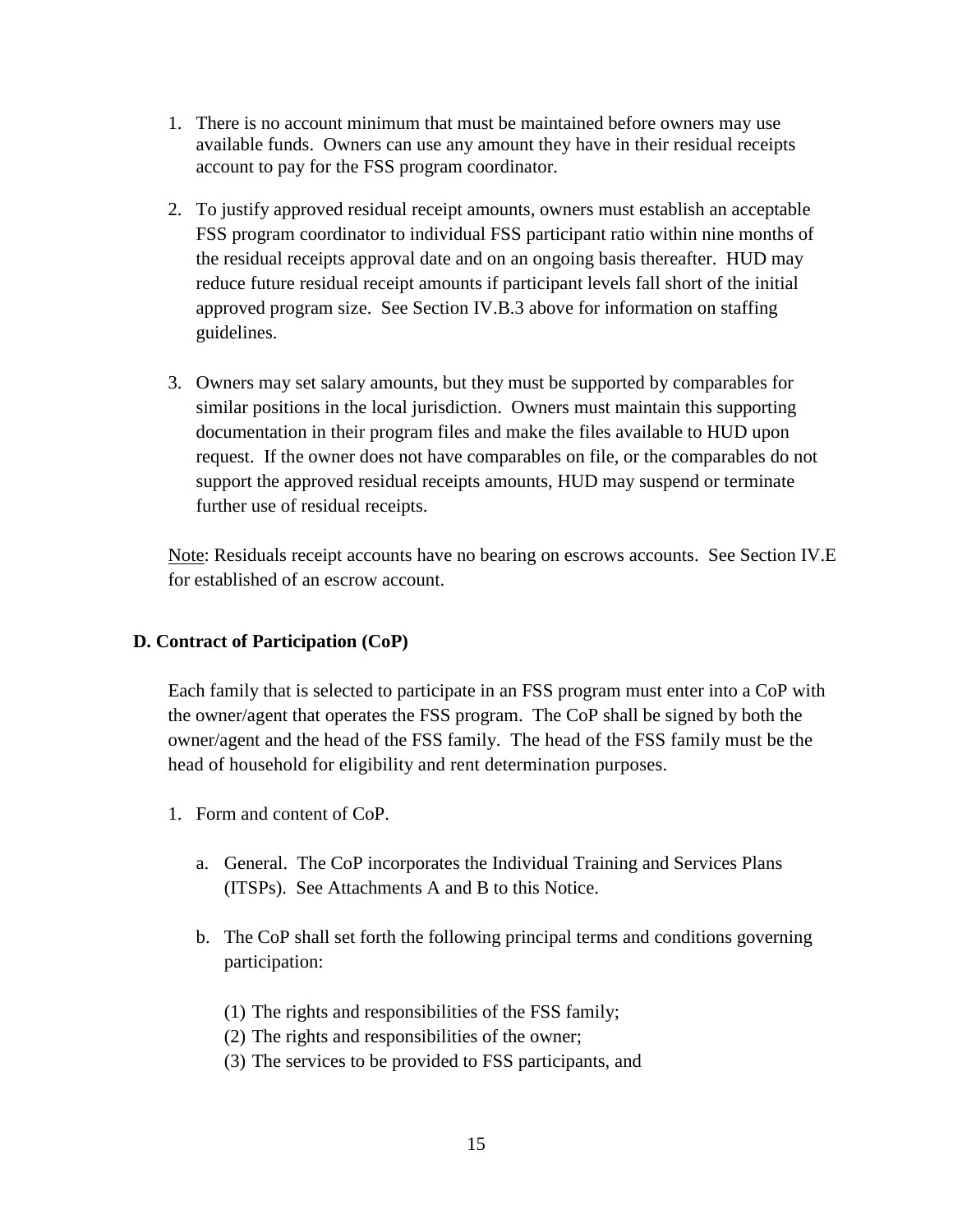1. There is no account minimum that must be maintained before owners may use available funds. Owners can use any amount they have in their residual receipts account to pay for the FSS program coordinator.

2. To justify approved residual receipt amounts, owners must establish an acceptable FSS program coordinator to individual FSS participant ratio within nine months of the residual receipts approval date and on an ongoing basis thereafter. HUD may reduce future residual receipt amounts if participant levels fall short of the initial approved program size. See Section IV.B.3 above for information on staffing guidelines.

3. Owners may set salary amounts, but they must be supported by comparables for similar positions in the local jurisdiction. Owners must maintain this supporting documentation in their program files and make the files available to HUD upon request. If the owner does not have comparables on file, or the comparables do not support the approved residual receipts amounts, HUD may suspend or terminate further use of residual receipts.

<u>Note</u>: Residuals receipt accounts have no bearing on escrows accounts. See Section IV.E for established of an escrow account.

**D. Contract of Participation (CoP)**

Each family that is selected to participate in an FSS program must enter into a CoP with the owner/agent that operates the FSS program. The CoP shall be signed by both the owner/agent and the head of the FSS family. The head of the FSS family must be the head of household for eligibility and rent determination purposes.

1. Form and content of CoP.

   a. General. The CoP incorporates the Individual Training and Services Plans (ITSPs). See Attachments A and B to this Notice.

   b. The CoP shall set forth the following principal terms and conditions governing participation:

      (1) The rights and responsibilities of the FSS family;
      (2) The rights and responsibilities of the owner;
      (3) The services to be provided to FSS participants, and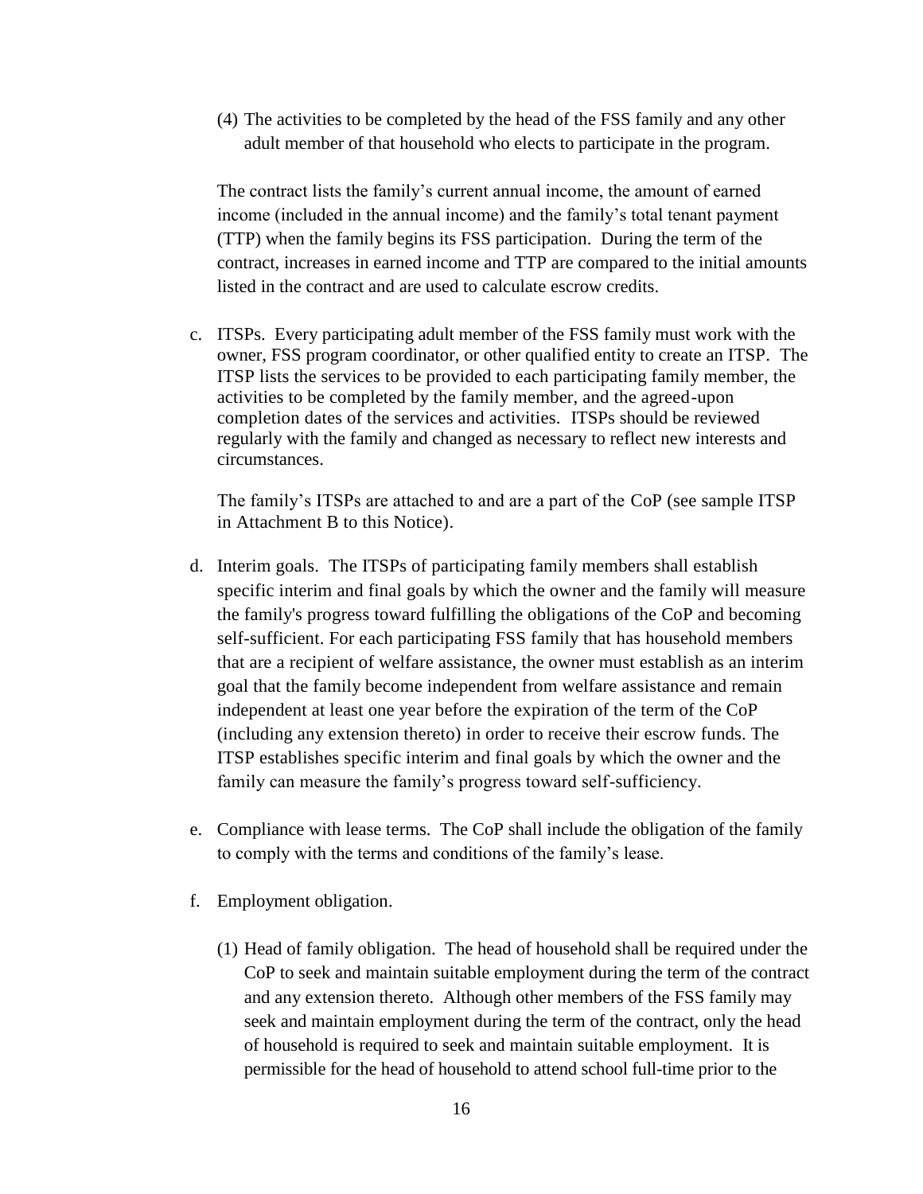(4) The activities to be completed by the head of the FSS family and any other adult member of that household who elects to participate in the program.

The contract lists the family's current annual income, the amount of earned income (included in the annual income) and the family's total tenant payment (TTP) when the family begins its FSS participation. During the term of the contract, increases in earned income and TTP are compared to the initial amounts listed in the contract and are used to calculate escrow credits.

c. ITSPs. Every participating adult member of the FSS family must work with the owner, FSS program coordinator, or other qualified entity to create an ITSP. The ITSP lists the services to be provided to each participating family member, the activities to be completed by the family member, and the agreed-upon completion dates of the services and activities. ITSPs should be reviewed regularly with the family and changed as necessary to reflect new interests and circumstances.

   The family's ITSPs are attached to and are a part of the CoP (see sample ITSP in Attachment B to this Notice).

d. Interim goals. The ITSPs of participating family members shall establish specific interim and final goals by which the owner and the family will measure the family's progress toward fulfilling the obligations of the CoP and becoming self-sufficient. For each participating FSS family that has household members that are a recipient of welfare assistance, the owner must establish as an interim goal that the family become independent from welfare assistance and remain independent at least one year before the expiration of the term of the CoP (including any extension thereto) in order to receive their escrow funds. The ITSP establishes specific interim and final goals by which the owner and the family can measure the family's progress toward self-sufficiency.

e. Compliance with lease terms. The CoP shall include the obligation of the family to comply with the terms and conditions of the family's lease.

f. Employment obligation.

   (1) Head of family obligation. The head of household shall be required under the CoP to seek and maintain suitable employment during the term of the contract and any extension thereto. Although other members of the FSS family may seek and maintain employment during the term of the contract, only the head of household is required to seek and maintain suitable employment. It is permissible for the head of household to attend school full-time prior to the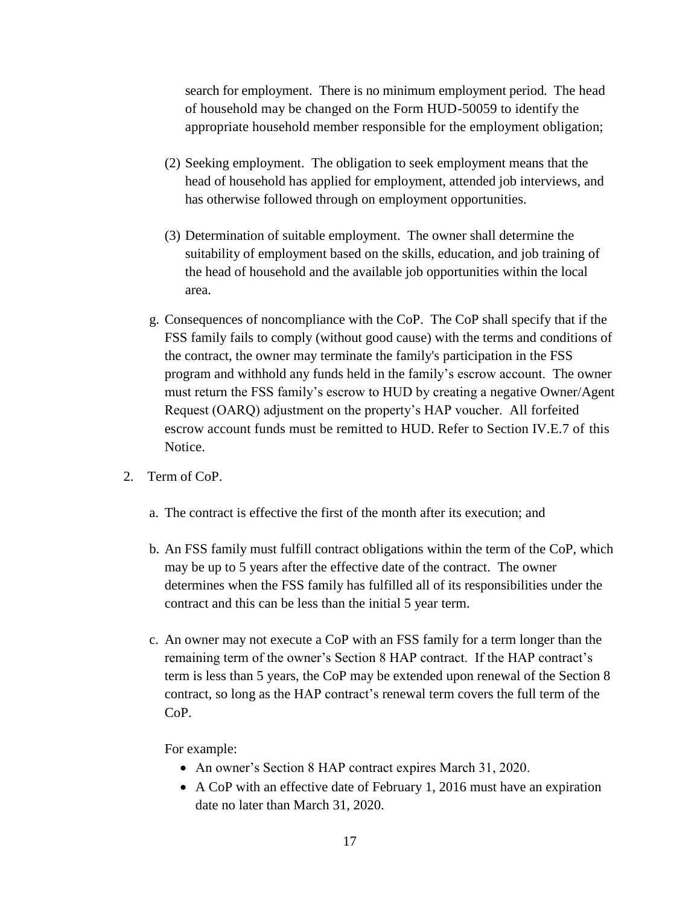search for employment. There is no minimum employment period. The head of household may be changed on the Form HUD-50059 to identify the appropriate household member responsible for the employment obligation;

(2) Seeking employment. The obligation to seek employment means that the head of household has applied for employment, attended job interviews, and has otherwise followed through on employment opportunities.

(3) Determination of suitable employment. The owner shall determine the suitability of employment based on the skills, education, and job training of the head of household and the available job opportunities within the local area.

g. Consequences of noncompliance with the CoP. The CoP shall specify that if the FSS family fails to comply (without good cause) with the terms and conditions of the contract, the owner may terminate the family's participation in the FSS program and withhold any funds held in the family's escrow account. The owner must return the FSS family's escrow to HUD by creating a negative Owner/Agent Request (OARQ) adjustment on the property's HAP voucher. All forfeited escrow account funds must be remitted to HUD. Refer to Section IV.E.7 of this Notice.

2. Term of CoP.

a. The contract is effective the first of the month after its execution; and

b. An FSS family must fulfill contract obligations within the term of the CoP, which may be up to 5 years after the effective date of the contract. The owner determines when the FSS family has fulfilled all of its responsibilities under the contract and this can be less than the initial 5 year term.

c. An owner may not execute a CoP with an FSS family for a term longer than the remaining term of the owner's Section 8 HAP contract. If the HAP contract's term is less than 5 years, the CoP may be extended upon renewal of the Section 8 contract, so long as the HAP contract's renewal term covers the full term of the CoP.

For example:

- An owner's Section 8 HAP contract expires March 31, 2020.
- A CoP with an effective date of February 1, 2016 must have an expiration date no later than March 31, 2020.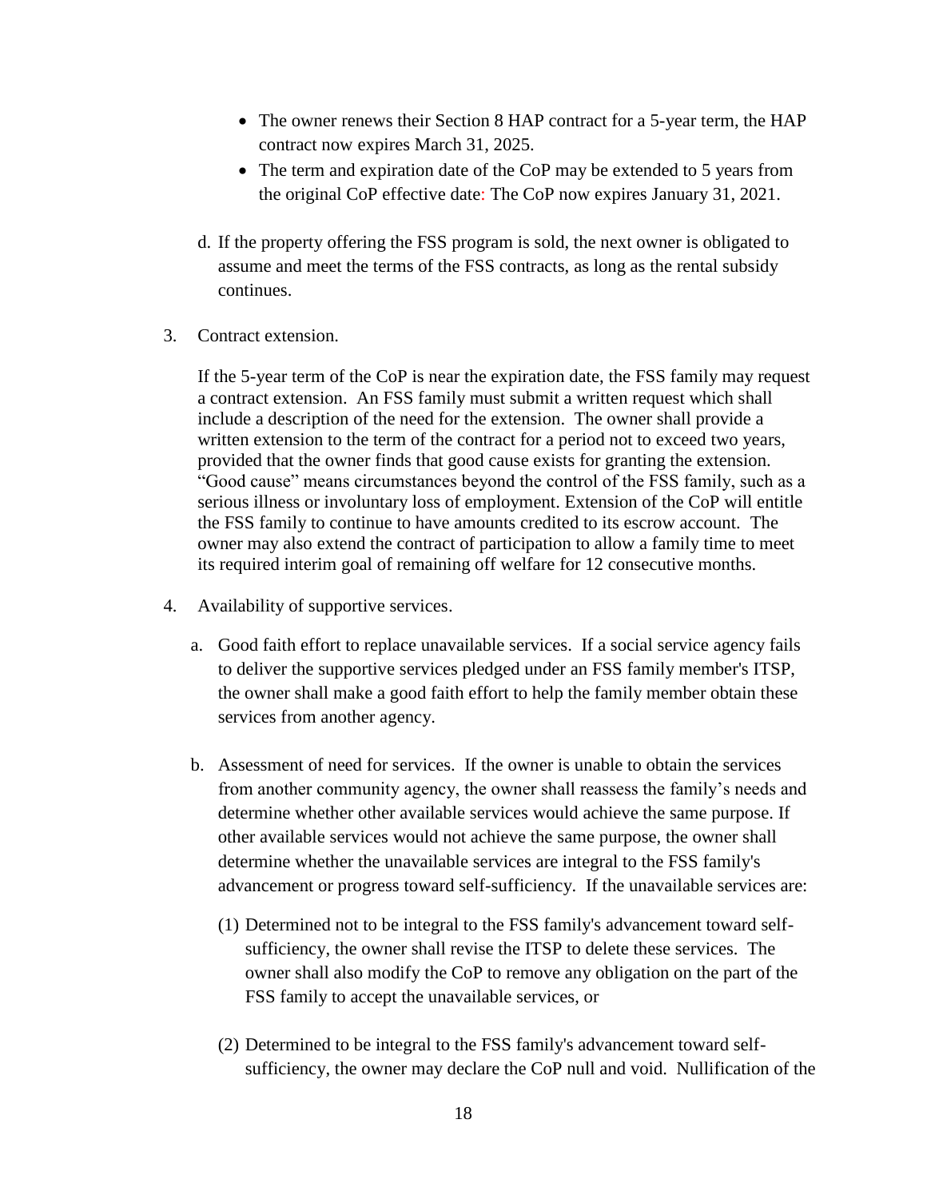- The owner renews their Section 8 HAP contract for a 5-year term, the HAP contract now expires March 31, 2025.
- The term and expiration date of the CoP may be extended to 5 years from the original CoP effective date: The CoP now expires January 31, 2021.

d. If the property offering the FSS program is sold, the next owner is obligated to assume and meet the terms of the FSS contracts, as long as the rental subsidy continues.

3. Contract extension.

   If the 5-year term of the CoP is near the expiration date, the FSS family may request a contract extension. An FSS family must submit a written request which shall include a description of the need for the extension. The owner shall provide a written extension to the term of the contract for a period not to exceed two years, provided that the owner finds that good cause exists for granting the extension. "Good cause" means circumstances beyond the control of the FSS family, such as a serious illness or involuntary loss of employment. Extension of the CoP will entitle the FSS family to continue to have amounts credited to its escrow account. The owner may also extend the contract of participation to allow a family time to meet its required interim goal of remaining off welfare for 12 consecutive months.

4. Availability of supportive services.

   a. Good faith effort to replace unavailable services. If a social service agency fails to deliver the supportive services pledged under an FSS family member's ITSP, the owner shall make a good faith effort to help the family member obtain these services from another agency.

   b. Assessment of need for services. If the owner is unable to obtain the services from another community agency, the owner shall reassess the family's needs and determine whether other available services would achieve the same purpose. If other available services would not achieve the same purpose, the owner shall determine whether the unavailable services are integral to the FSS family's advancement or progress toward self-sufficiency. If the unavailable services are:

      (1) Determined not to be integral to the FSS family's advancement toward self-sufficiency, the owner shall revise the ITSP to delete these services. The owner shall also modify the CoP to remove any obligation on the part of the FSS family to accept the unavailable services, or

      (2) Determined to be integral to the FSS family's advancement toward self-sufficiency, the owner may declare the CoP null and void. Nullification of the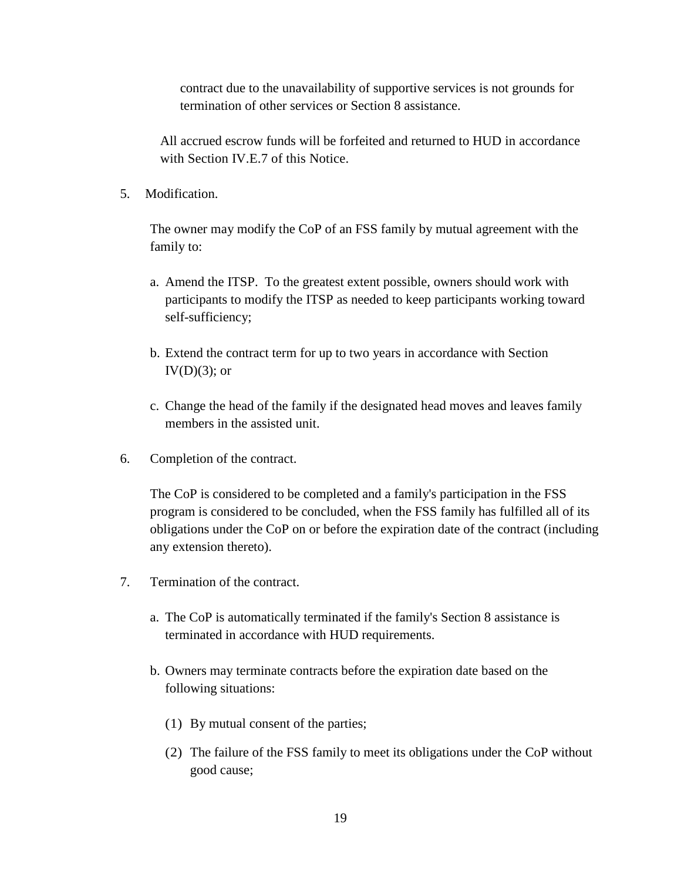contract due to the unavailability of supportive services is not grounds for termination of other services or Section 8 assistance.

All accrued escrow funds will be forfeited and returned to HUD in accordance with Section IV.E.7 of this Notice.

5. Modification.

The owner may modify the CoP of an FSS family by mutual agreement with the family to:

a. Amend the ITSP. To the greatest extent possible, owners should work with participants to modify the ITSP as needed to keep participants working toward self-sufficiency;

b. Extend the contract term for up to two years in accordance with Section IV(D)(3); or

c. Change the head of the family if the designated head moves and leaves family members in the assisted unit.

6. Completion of the contract.

The CoP is considered to be completed and a family's participation in the FSS program is considered to be concluded, when the FSS family has fulfilled all of its obligations under the CoP on or before the expiration date of the contract (including any extension thereto).

7. Termination of the contract.

a. The CoP is automatically terminated if the family's Section 8 assistance is terminated in accordance with HUD requirements.

b. Owners may terminate contracts before the expiration date based on the following situations:

(1) By mutual consent of the parties;

(2) The failure of the FSS family to meet its obligations under the CoP without good cause;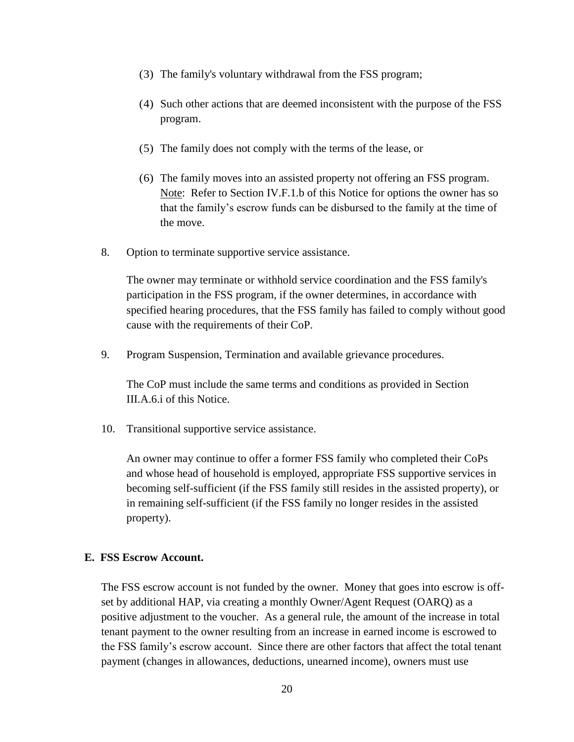(3) The family's voluntary withdrawal from the FSS program;

(4) Such other actions that are deemed inconsistent with the purpose of the FSS program.

(5) The family does not comply with the terms of the lease, or

(6) The family moves into an assisted property not offering an FSS program. Note: Refer to Section IV.F.1.b of this Notice for options the owner has so that the family's escrow funds can be disbursed to the family at the time of the move.

8. Option to terminate supportive service assistance.

   The owner may terminate or withhold service coordination and the FSS family's participation in the FSS program, if the owner determines, in accordance with specified hearing procedures, that the FSS family has failed to comply without good cause with the requirements of their CoP.

9. Program Suspension, Termination and available grievance procedures.

   The CoP must include the same terms and conditions as provided in Section III.A.6.i of this Notice.

10. Transitional supportive service assistance.

    An owner may continue to offer a former FSS family who completed their CoPs and whose head of household is employed, appropriate FSS supportive services in becoming self-sufficient (if the FSS family still resides in the assisted property), or in remaining self-sufficient (if the FSS family no longer resides in the assisted property).

**E. FSS Escrow Account.**

The FSS escrow account is not funded by the owner. Money that goes into escrow is off-set by additional HAP, via creating a monthly Owner/Agent Request (OARQ) as a positive adjustment to the voucher. As a general rule, the amount of the increase in total tenant payment to the owner resulting from an increase in earned income is escrowed to the FSS family's escrow account. Since there are other factors that affect the total tenant payment (changes in allowances, deductions, unearned income), owners must use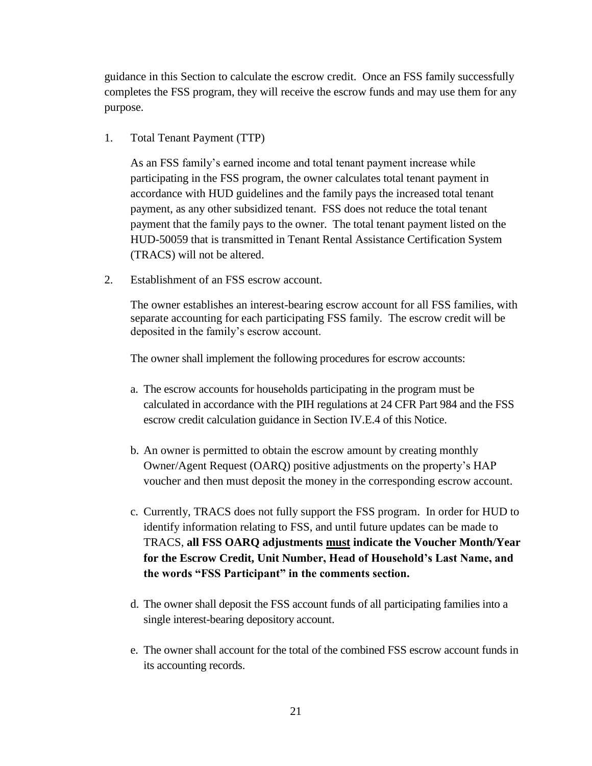guidance in this Section to calculate the escrow credit. Once an FSS family successfully completes the FSS program, they will receive the escrow funds and may use them for any purpose.

1. Total Tenant Payment (TTP)

   As an FSS family's earned income and total tenant payment increase while participating in the FSS program, the owner calculates total tenant payment in accordance with HUD guidelines and the family pays the increased total tenant payment, as any other subsidized tenant. FSS does not reduce the total tenant payment that the family pays to the owner. The total tenant payment listed on the HUD-50059 that is transmitted in Tenant Rental Assistance Certification System (TRACS) will not be altered.

2. Establishment of an FSS escrow account.

   The owner establishes an interest-bearing escrow account for all FSS families, with separate accounting for each participating FSS family. The escrow credit will be deposited in the family's escrow account.

   The owner shall implement the following procedures for escrow accounts:

   a. The escrow accounts for households participating in the program must be calculated in accordance with the PIH regulations at 24 CFR Part 984 and the FSS escrow credit calculation guidance in Section IV.E.4 of this Notice.

   b. An owner is permitted to obtain the escrow amount by creating monthly Owner/Agent Request (OARQ) positive adjustments on the property's HAP voucher and then must deposit the money in the corresponding escrow account.

   c. Currently, TRACS does not fully support the FSS program. In order for HUD to identify information relating to FSS, and until future updates can be made to TRACS, **all FSS OARQ adjustments <u>must</u> indicate the Voucher Month/Year for the Escrow Credit, Unit Number, Head of Household's Last Name, and the words "FSS Participant" in the comments section.**

   d. The owner shall deposit the FSS account funds of all participating families into a single interest-bearing depository account.

   e. The owner shall account for the total of the combined FSS escrow account funds in its accounting records.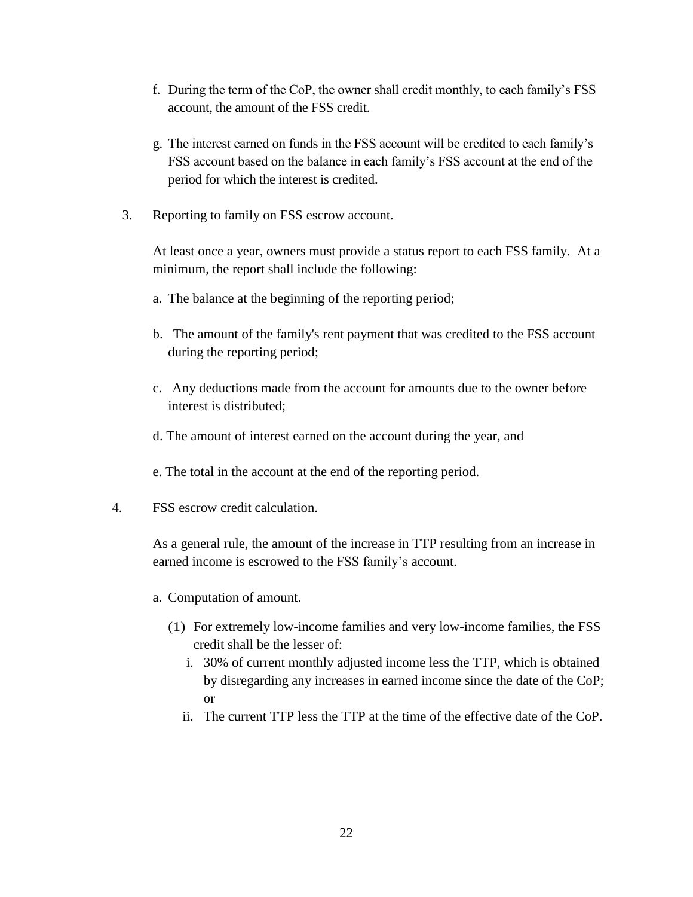f. During the term of the CoP, the owner shall credit monthly, to each family's FSS account, the amount of the FSS credit.

g. The interest earned on funds in the FSS account will be credited to each family's FSS account based on the balance in each family's FSS account at the end of the period for which the interest is credited.

3. Reporting to family on FSS escrow account.

   At least once a year, owners must provide a status report to each FSS family. At a minimum, the report shall include the following:

   a. The balance at the beginning of the reporting period;

   b. The amount of the family's rent payment that was credited to the FSS account during the reporting period;

   c. Any deductions made from the account for amounts due to the owner before interest is distributed;

   d. The amount of interest earned on the account during the year, and

   e. The total in the account at the end of the reporting period.

4. FSS escrow credit calculation.

   As a general rule, the amount of the increase in TTP resulting from an increase in earned income is escrowed to the FSS family's account.

   a. Computation of amount.

      (1) For extremely low-income families and very low-income families, the FSS credit shall be the lesser of:

         i. 30% of current monthly adjusted income less the TTP, which is obtained by disregarding any increases in earned income since the date of the CoP; or

         ii. The current TTP less the TTP at the time of the effective date of the CoP.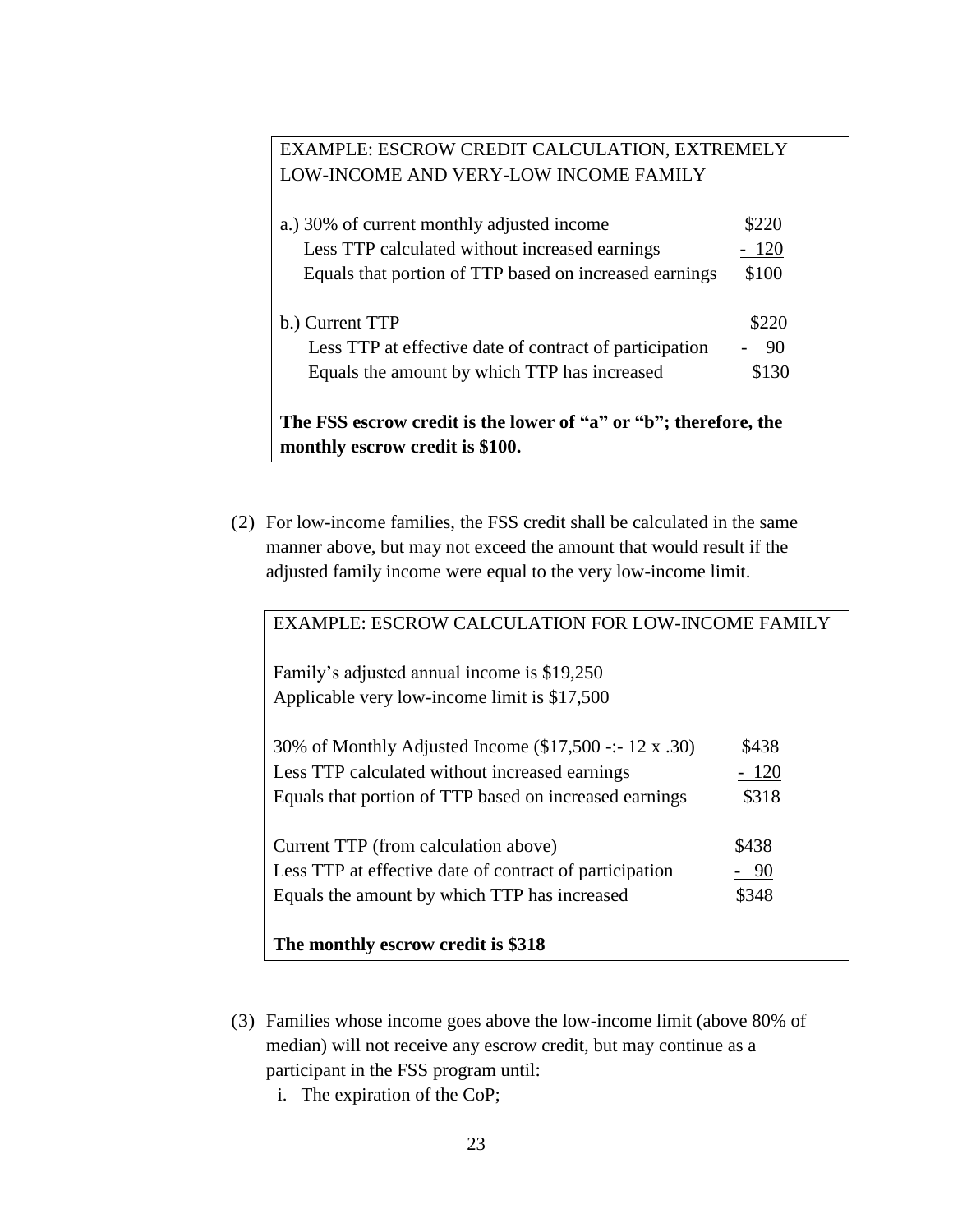| EXAMPLE: ESCROW CREDIT CALCULATION, EXTREMELY LOW-INCOME AND VERY-LOW INCOME FAMILY | |
|---|---|
| a.) 30% of current monthly adjusted income | \$220 |
| Less TTP calculated without increased earnings | - 120 |
| Equals that portion of TTP based on increased earnings | \$100 |
| b.) Current TTP | \$220 |
| Less TTP at effective date of contract of participation | - 90 |
| Equals the amount by which TTP has increased | \$130 |
| **The FSS escrow credit is the lower of "a" or "b"; therefore, the monthly escrow credit is \$100.** | |

(2) For low-income families, the FSS credit shall be calculated in the same manner above, but may not exceed the amount that would result if the adjusted family income were equal to the very low-income limit.

| EXAMPLE: ESCROW CALCULATION FOR LOW-INCOME FAMILY | |
|---|---|
| Family's adjusted annual income is \$19,250 | |
| Applicable very low-income limit is \$17,500 | |
| 30% of Monthly Adjusted Income (\$17,500 -:- 12 x .30) | \$438 |
| Less TTP calculated without increased earnings | - 120 |
| Equals that portion of TTP based on increased earnings | \$318 |
| Current TTP (from calculation above) | \$438 |
| Less TTP at effective date of contract of participation | - 90 |
| Equals the amount by which TTP has increased | \$348 |
| **The monthly escrow credit is \$318** | |

(3) Families whose income goes above the low-income limit (above 80% of median) will not receive any escrow credit, but may continue as a participant in the FSS program until:

i. The expiration of the CoP;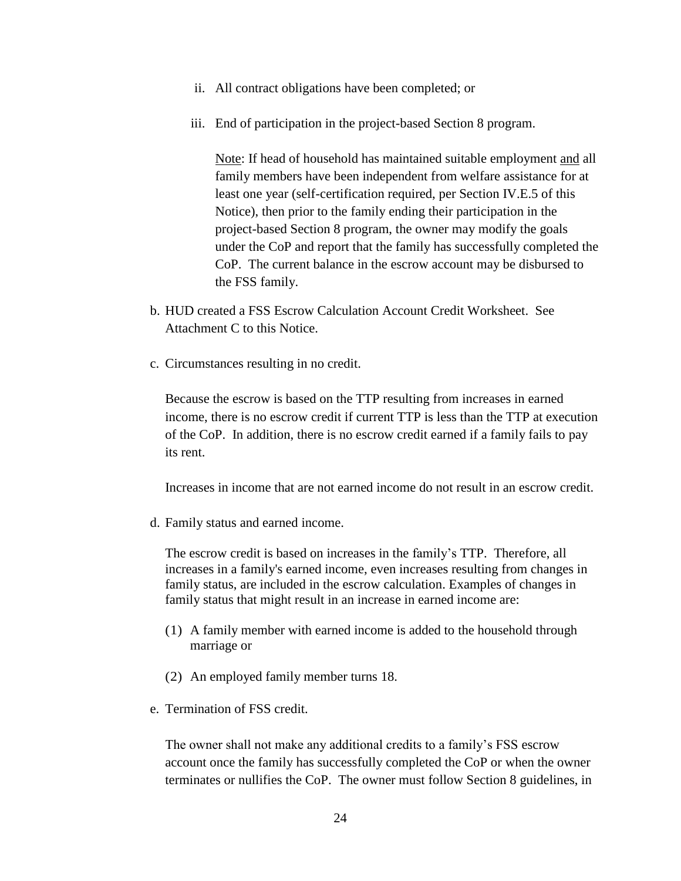ii. All contract obligations have been completed; or

iii. End of participation in the project-based Section 8 program.

Note: If head of household has maintained suitable employment and all family members have been independent from welfare assistance for at least one year (self-certification required, per Section IV.E.5 of this Notice), then prior to the family ending their participation in the project-based Section 8 program, the owner may modify the goals under the CoP and report that the family has successfully completed the CoP. The current balance in the escrow account may be disbursed to the FSS family.

b. HUD created a FSS Escrow Calculation Account Credit Worksheet. See Attachment C to this Notice.

c. Circumstances resulting in no credit.

Because the escrow is based on the TTP resulting from increases in earned income, there is no escrow credit if current TTP is less than the TTP at execution of the CoP. In addition, there is no escrow credit earned if a family fails to pay its rent.

Increases in income that are not earned income do not result in an escrow credit.

d. Family status and earned income.

The escrow credit is based on increases in the family's TTP. Therefore, all increases in a family's earned income, even increases resulting from changes in family status, are included in the escrow calculation. Examples of changes in family status that might result in an increase in earned income are:

(1) A family member with earned income is added to the household through marriage or

(2) An employed family member turns 18.

e. Termination of FSS credit.

The owner shall not make any additional credits to a family's FSS escrow account once the family has successfully completed the CoP or when the owner terminates or nullifies the CoP. The owner must follow Section 8 guidelines, in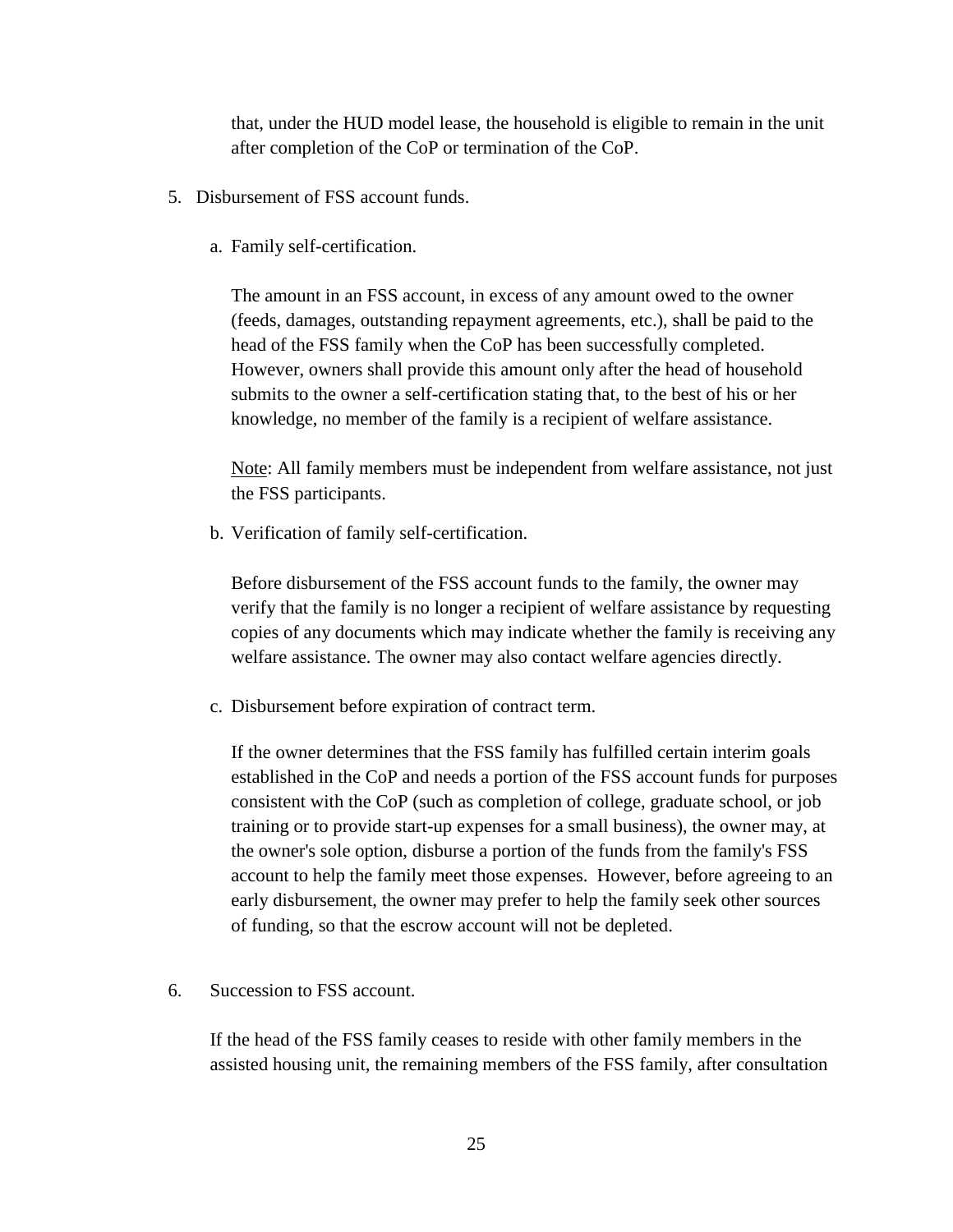that, under the HUD model lease, the household is eligible to remain in the unit after completion of the CoP or termination of the CoP.

5. Disbursement of FSS account funds.

   a. Family self-certification.

      The amount in an FSS account, in excess of any amount owed to the owner (feeds, damages, outstanding repayment agreements, etc.), shall be paid to the head of the FSS family when the CoP has been successfully completed. However, owners shall provide this amount only after the head of household submits to the owner a self-certification stating that, to the best of his or her knowledge, no member of the family is a recipient of welfare assistance.

      Note: All family members must be independent from welfare assistance, not just the FSS participants.

   b. Verification of family self-certification.

      Before disbursement of the FSS account funds to the family, the owner may verify that the family is no longer a recipient of welfare assistance by requesting copies of any documents which may indicate whether the family is receiving any welfare assistance. The owner may also contact welfare agencies directly.

   c. Disbursement before expiration of contract term.

      If the owner determines that the FSS family has fulfilled certain interim goals established in the CoP and needs a portion of the FSS account funds for purposes consistent with the CoP (such as completion of college, graduate school, or job training or to provide start-up expenses for a small business), the owner may, at the owner's sole option, disburse a portion of the funds from the family's FSS account to help the family meet those expenses. However, before agreeing to an early disbursement, the owner may prefer to help the family seek other sources of funding, so that the escrow account will not be depleted.

6. Succession to FSS account.

   If the head of the FSS family ceases to reside with other family members in the assisted housing unit, the remaining members of the FSS family, after consultation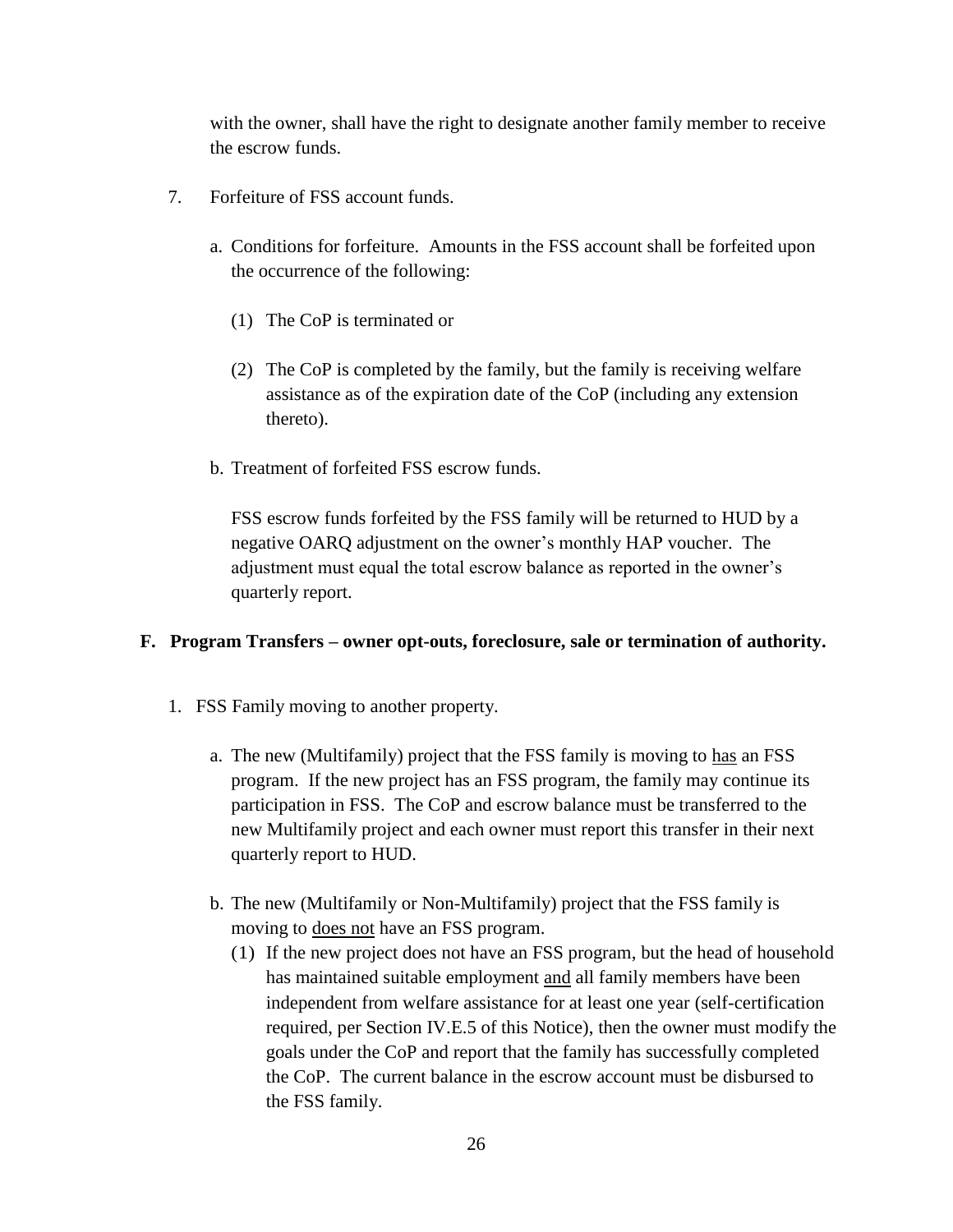with the owner, shall have the right to designate another family member to receive the escrow funds.

7. Forfeiture of FSS account funds.

   a. Conditions for forfeiture. Amounts in the FSS account shall be forfeited upon the occurrence of the following:

      (1) The CoP is terminated or

      (2) The CoP is completed by the family, but the family is receiving welfare assistance as of the expiration date of the CoP (including any extension thereto).

   b. Treatment of forfeited FSS escrow funds.

      FSS escrow funds forfeited by the FSS family will be returned to HUD by a negative OARQ adjustment on the owner's monthly HAP voucher. The adjustment must equal the total escrow balance as reported in the owner's quarterly report.

## F. Program Transfers – owner opt-outs, foreclosure, sale or termination of authority.

1. FSS Family moving to another property.

   a. The new (Multifamily) project that the FSS family is moving to <u>has</u> an FSS program. If the new project has an FSS program, the family may continue its participation in FSS. The CoP and escrow balance must be transferred to the new Multifamily project and each owner must report this transfer in their next quarterly report to HUD.

   b. The new (Multifamily or Non-Multifamily) project that the FSS family is moving to <u>does not</u> have an FSS program.

      (1) If the new project does not have an FSS program, but the head of household has maintained suitable employment <u>and</u> all family members have been independent from welfare assistance for at least one year (self-certification required, per Section IV.E.5 of this Notice), then the owner must modify the goals under the CoP and report that the family has successfully completed the CoP. The current balance in the escrow account must be disbursed to the FSS family.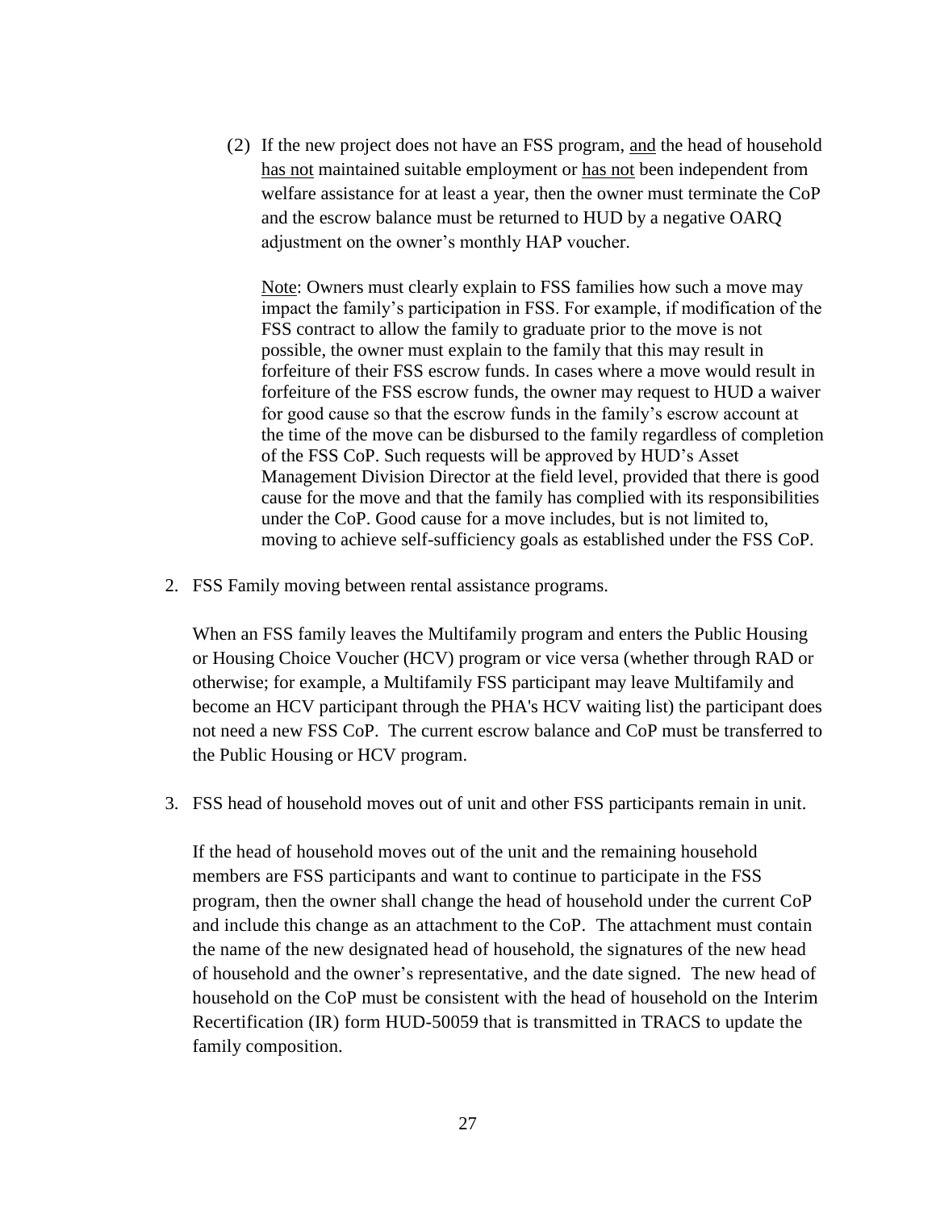(2) If the new project does not have an FSS program, <u>and</u> the head of household <u>has not</u> maintained suitable employment or <u>has not</u> been independent from welfare assistance for at least a year, then the owner must terminate the CoP and the escrow balance must be returned to HUD by a negative OARQ adjustment on the owner's monthly HAP voucher.

<u>Note</u>: Owners must clearly explain to FSS families how such a move may impact the family's participation in FSS. For example, if modification of the FSS contract to allow the family to graduate prior to the move is not possible, the owner must explain to the family that this may result in forfeiture of their FSS escrow funds. In cases where a move would result in forfeiture of the FSS escrow funds, the owner may request to HUD a waiver for good cause so that the escrow funds in the family's escrow account at the time of the move can be disbursed to the family regardless of completion of the FSS CoP. Such requests will be approved by HUD's Asset Management Division Director at the field level, provided that there is good cause for the move and that the family has complied with its responsibilities under the CoP. Good cause for a move includes, but is not limited to, moving to achieve self-sufficiency goals as established under the FSS CoP.

2. FSS Family moving between rental assistance programs.

   When an FSS family leaves the Multifamily program and enters the Public Housing or Housing Choice Voucher (HCV) program or vice versa (whether through RAD or otherwise; for example, a Multifamily FSS participant may leave Multifamily and become an HCV participant through the PHA's HCV waiting list) the participant does not need a new FSS CoP. The current escrow balance and CoP must be transferred to the Public Housing or HCV program.

3. FSS head of household moves out of unit and other FSS participants remain in unit.

   If the head of household moves out of the unit and the remaining household members are FSS participants and want to continue to participate in the FSS program, then the owner shall change the head of household under the current CoP and include this change as an attachment to the CoP. The attachment must contain the name of the new designated head of household, the signatures of the new head of household and the owner's representative, and the date signed. The new head of household on the CoP must be consistent with the head of household on the Interim Recertification (IR) form HUD-50059 that is transmitted in TRACS to update the family composition.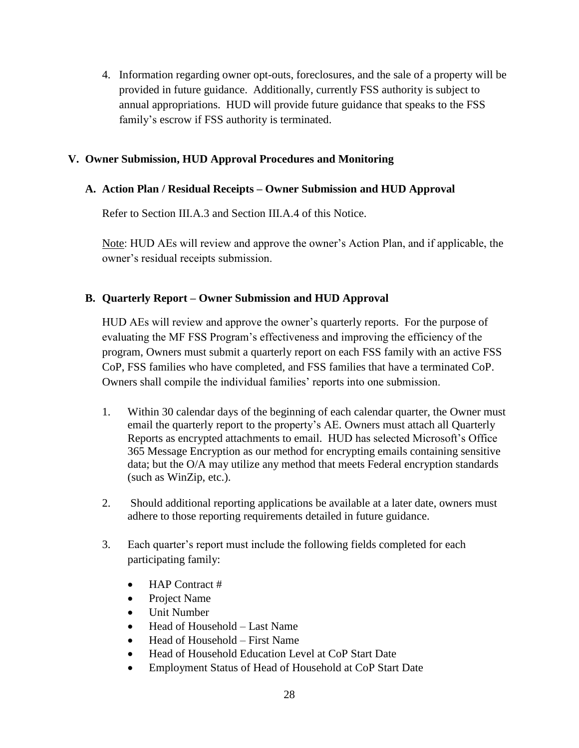4. Information regarding owner opt-outs, foreclosures, and the sale of a property will be provided in future guidance. Additionally, currently FSS authority is subject to annual appropriations. HUD will provide future guidance that speaks to the FSS family's escrow if FSS authority is terminated.

## V. Owner Submission, HUD Approval Procedures and Monitoring

### A. Action Plan / Residual Receipts – Owner Submission and HUD Approval

Refer to Section III.A.3 and Section III.A.4 of this Notice.

Note: HUD AEs will review and approve the owner's Action Plan, and if applicable, the owner's residual receipts submission.

### B. Quarterly Report – Owner Submission and HUD Approval

HUD AEs will review and approve the owner's quarterly reports. For the purpose of evaluating the MF FSS Program's effectiveness and improving the efficiency of the program, Owners must submit a quarterly report on each FSS family with an active FSS CoP, FSS families who have completed, and FSS families that have a terminated CoP. Owners shall compile the individual families' reports into one submission.

1. Within 30 calendar days of the beginning of each calendar quarter, the Owner must email the quarterly report to the property's AE. Owners must attach all Quarterly Reports as encrypted attachments to email. HUD has selected Microsoft's Office 365 Message Encryption as our method for encrypting emails containing sensitive data; but the O/A may utilize any method that meets Federal encryption standards (such as WinZip, etc.).
2. Should additional reporting applications be available at a later date, owners must adhere to those reporting requirements detailed in future guidance.
3. Each quarter's report must include the following fields completed for each participating family:
   - HAP Contract #
   - Project Name
   - Unit Number
   - Head of Household – Last Name
   - Head of Household – First Name
   - Head of Household Education Level at CoP Start Date
   - Employment Status of Head of Household at CoP Start Date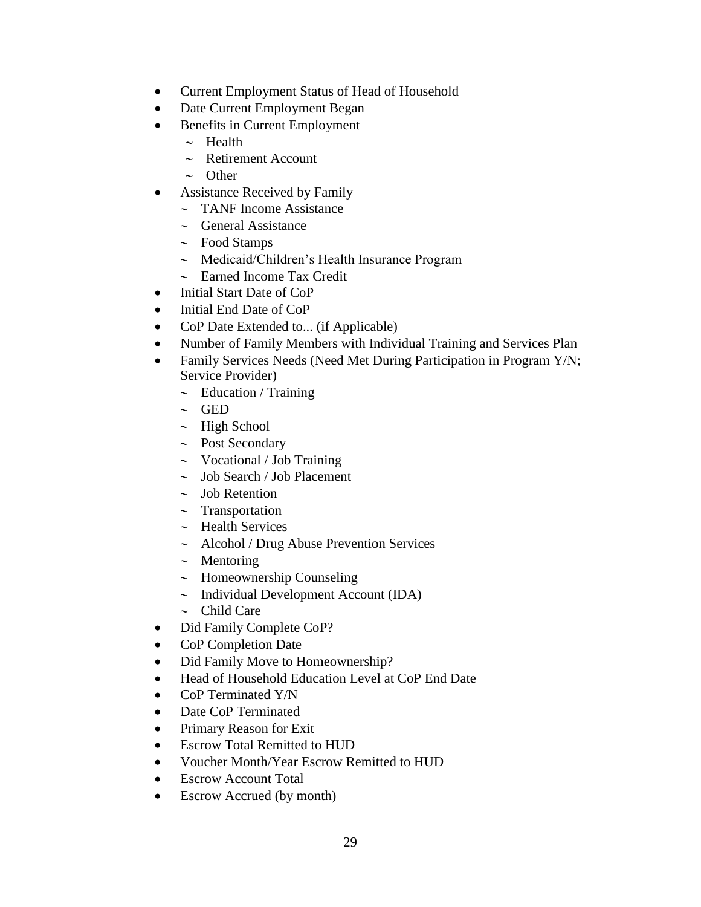- Current Employment Status of Head of Household
- Date Current Employment Began
- Benefits in Current Employment
  - ~ Health
  - ~ Retirement Account
  - ~ Other
- Assistance Received by Family
  - ~ TANF Income Assistance
  - ~ General Assistance
  - ~ Food Stamps
  - ~ Medicaid/Children's Health Insurance Program
  - ~ Earned Income Tax Credit
- Initial Start Date of CoP
- Initial End Date of CoP
- CoP Date Extended to... (if Applicable)
- Number of Family Members with Individual Training and Services Plan
- Family Services Needs (Need Met During Participation in Program Y/N; Service Provider)
  - ~ Education / Training
  - ~ GED
  - ~ High School
  - ~ Post Secondary
  - ~ Vocational / Job Training
  - ~ Job Search / Job Placement
  - ~ Job Retention
  - ~ Transportation
  - ~ Health Services
  - ~ Alcohol / Drug Abuse Prevention Services
  - ~ Mentoring
  - ~ Homeownership Counseling
  - ~ Individual Development Account (IDA)
  - ~ Child Care
- Did Family Complete CoP?
- CoP Completion Date
- Did Family Move to Homeownership?
- Head of Household Education Level at CoP End Date
- CoP Terminated Y/N
- Date CoP Terminated
- Primary Reason for Exit
- Escrow Total Remitted to HUD
- Voucher Month/Year Escrow Remitted to HUD
- Escrow Account Total
- Escrow Accrued (by month)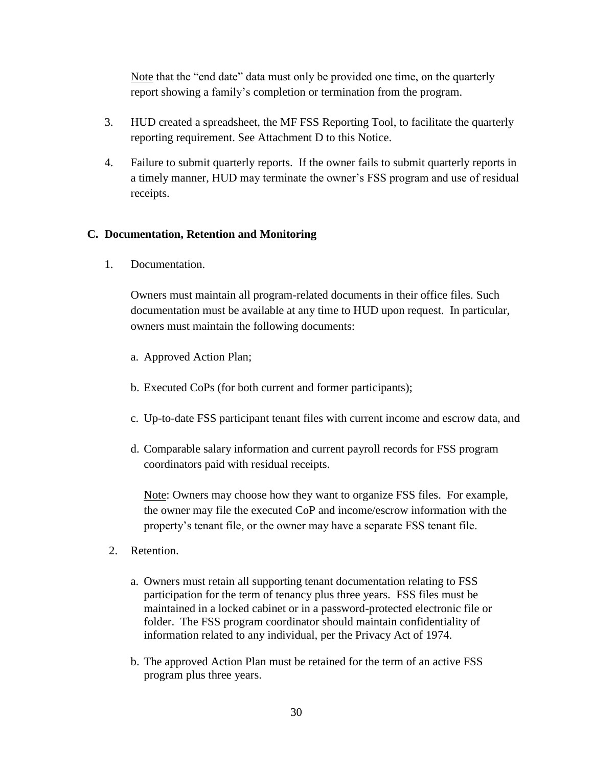Note that the "end date" data must only be provided one time, on the quarterly report showing a family's completion or termination from the program.

3. HUD created a spreadsheet, the MF FSS Reporting Tool, to facilitate the quarterly reporting requirement. See Attachment D to this Notice.

4. Failure to submit quarterly reports. If the owner fails to submit quarterly reports in a timely manner, HUD may terminate the owner's FSS program and use of residual receipts.

## C. Documentation, Retention and Monitoring

1. Documentation.

   Owners must maintain all program-related documents in their office files. Such documentation must be available at any time to HUD upon request. In particular, owners must maintain the following documents:

   a. Approved Action Plan;

   b. Executed CoPs (for both current and former participants);

   c. Up-to-date FSS participant tenant files with current income and escrow data, and

   d. Comparable salary information and current payroll records for FSS program coordinators paid with residual receipts.

      Note: Owners may choose how they want to organize FSS files. For example, the owner may file the executed CoP and income/escrow information with the property's tenant file, or the owner may have a separate FSS tenant file.

2. Retention.

   a. Owners must retain all supporting tenant documentation relating to FSS participation for the term of tenancy plus three years. FSS files must be maintained in a locked cabinet or in a password-protected electronic file or folder. The FSS program coordinator should maintain confidentiality of information related to any individual, per the Privacy Act of 1974.

   b. The approved Action Plan must be retained for the term of an active FSS program plus three years.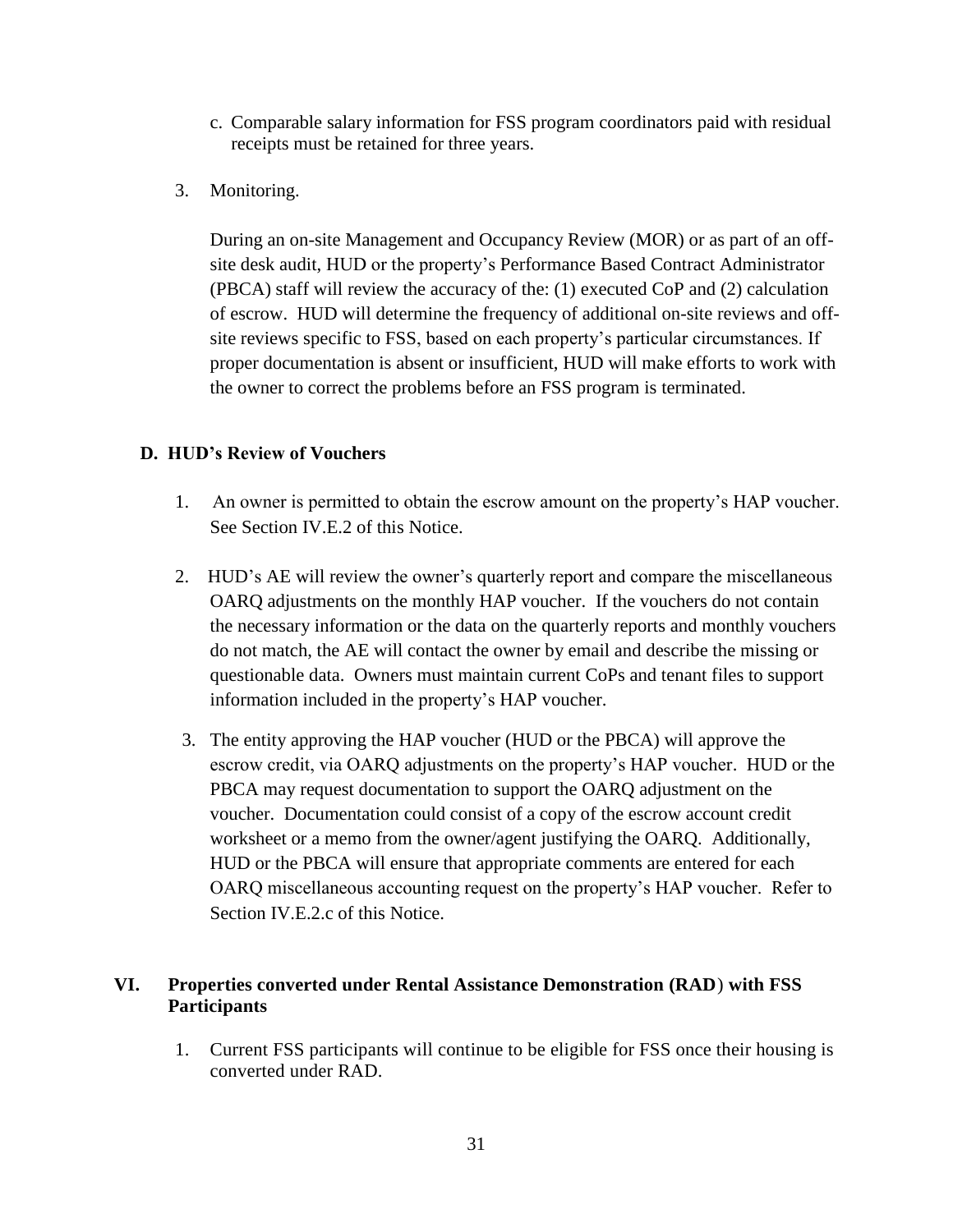c. Comparable salary information for FSS program coordinators paid with residual receipts must be retained for three years.

3. Monitoring.

   During an on-site Management and Occupancy Review (MOR) or as part of an off-site desk audit, HUD or the property's Performance Based Contract Administrator (PBCA) staff will review the accuracy of the: (1) executed CoP and (2) calculation of escrow. HUD will determine the frequency of additional on-site reviews and off-site reviews specific to FSS, based on each property's particular circumstances. If proper documentation is absent or insufficient, HUD will make efforts to work with the owner to correct the problems before an FSS program is terminated.

### D. HUD's Review of Vouchers

1. An owner is permitted to obtain the escrow amount on the property's HAP voucher. See Section IV.E.2 of this Notice.

2. HUD's AE will review the owner's quarterly report and compare the miscellaneous OARQ adjustments on the monthly HAP voucher. If the vouchers do not contain the necessary information or the data on the quarterly reports and monthly vouchers do not match, the AE will contact the owner by email and describe the missing or questionable data. Owners must maintain current CoPs and tenant files to support information included in the property's HAP voucher.

3. The entity approving the HAP voucher (HUD or the PBCA) will approve the escrow credit, via OARQ adjustments on the property's HAP voucher. HUD or the PBCA may request documentation to support the OARQ adjustment on the voucher. Documentation could consist of a copy of the escrow account credit worksheet or a memo from the owner/agent justifying the OARQ. Additionally, HUD or the PBCA will ensure that appropriate comments are entered for each OARQ miscellaneous accounting request on the property's HAP voucher. Refer to Section IV.E.2.c of this Notice.

## VI. Properties converted under Rental Assistance Demonstration (RAD) with FSS Participants

1. Current FSS participants will continue to be eligible for FSS once their housing is converted under RAD.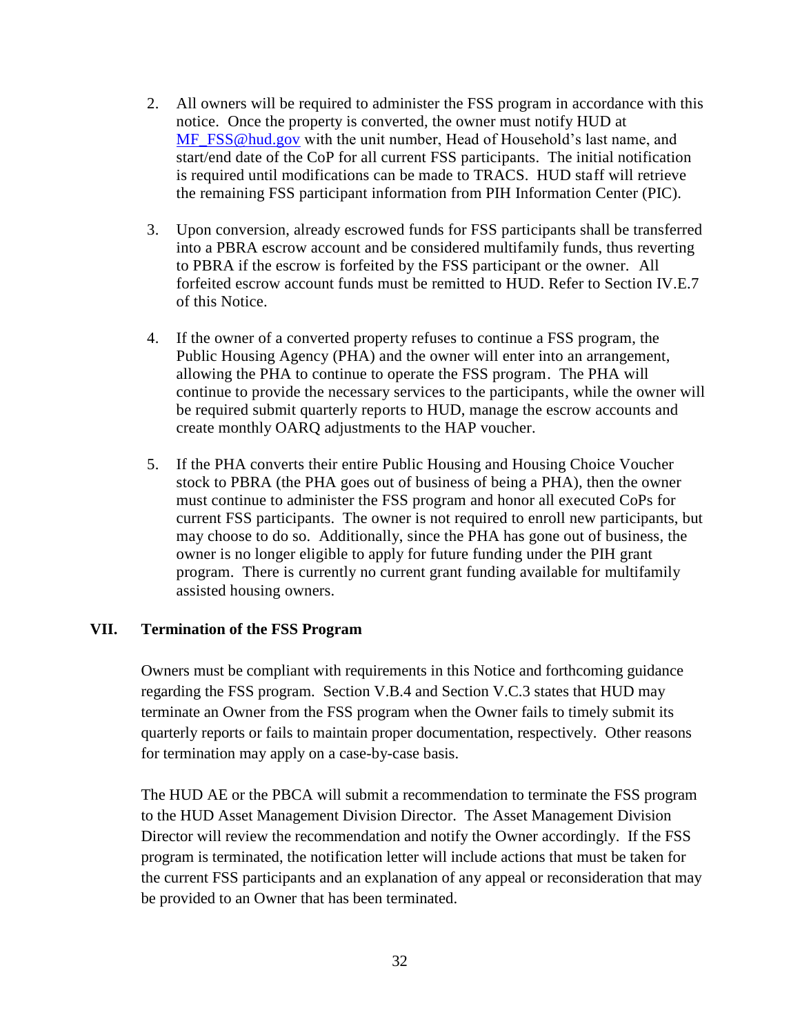2. All owners will be required to administer the FSS program in accordance with this notice. Once the property is converted, the owner must notify HUD at MF_FSS@hud.gov with the unit number, Head of Household's last name, and start/end date of the CoP for all current FSS participants. The initial notification is required until modifications can be made to TRACS. HUD staff will retrieve the remaining FSS participant information from PIH Information Center (PIC).

3. Upon conversion, already escrowed funds for FSS participants shall be transferred into a PBRA escrow account and be considered multifamily funds, thus reverting to PBRA if the escrow is forfeited by the FSS participant or the owner. All forfeited escrow account funds must be remitted to HUD. Refer to Section IV.E.7 of this Notice.

4. If the owner of a converted property refuses to continue a FSS program, the Public Housing Agency (PHA) and the owner will enter into an arrangement, allowing the PHA to continue to operate the FSS program. The PHA will continue to provide the necessary services to the participants, while the owner will be required submit quarterly reports to HUD, manage the escrow accounts and create monthly OARQ adjustments to the HAP voucher.

5. If the PHA converts their entire Public Housing and Housing Choice Voucher stock to PBRA (the PHA goes out of business of being a PHA), then the owner must continue to administer the FSS program and honor all executed CoPs for current FSS participants. The owner is not required to enroll new participants, but may choose to do so. Additionally, since the PHA has gone out of business, the owner is no longer eligible to apply for future funding under the PIH grant program. There is currently no current grant funding available for multifamily assisted housing owners.

## VII. Termination of the FSS Program

Owners must be compliant with requirements in this Notice and forthcoming guidance regarding the FSS program. Section V.B.4 and Section V.C.3 states that HUD may terminate an Owner from the FSS program when the Owner fails to timely submit its quarterly reports or fails to maintain proper documentation, respectively. Other reasons for termination may apply on a case-by-case basis.

The HUD AE or the PBCA will submit a recommendation to terminate the FSS program to the HUD Asset Management Division Director. The Asset Management Division Director will review the recommendation and notify the Owner accordingly. If the FSS program is terminated, the notification letter will include actions that must be taken for the current FSS participants and an explanation of any appeal or reconsideration that may be provided to an Owner that has been terminated.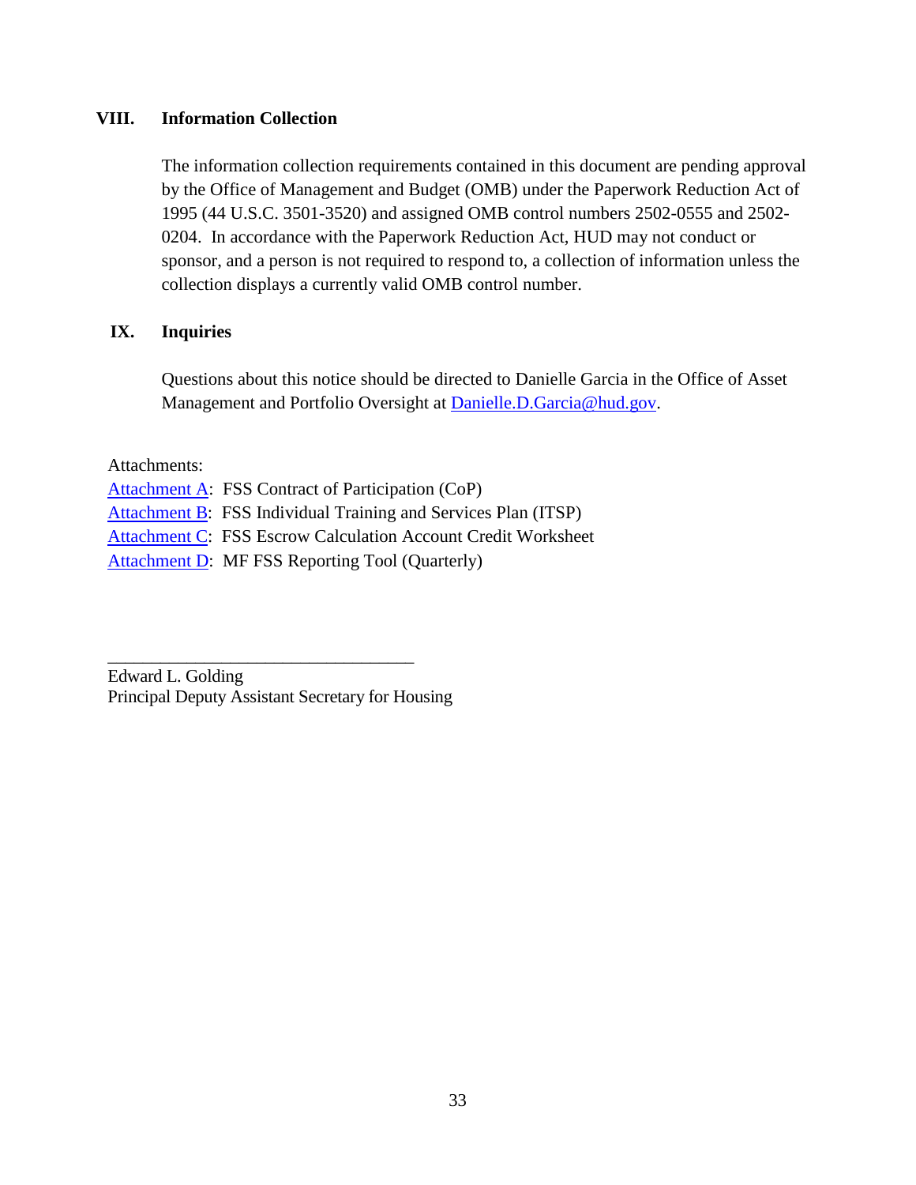## VIII. Information Collection

The information collection requirements contained in this document are pending approval by the Office of Management and Budget (OMB) under the Paperwork Reduction Act of 1995 (44 U.S.C. 3501-3520) and assigned OMB control numbers 2502-0555 and 2502-0204. In accordance with the Paperwork Reduction Act, HUD may not conduct or sponsor, and a person is not required to respond to, a collection of information unless the collection displays a currently valid OMB control number.

## IX. Inquiries

Questions about this notice should be directed to Danielle Garcia in the Office of Asset Management and Portfolio Oversight at Danielle.D.Garcia@hud.gov.

Attachments:
Attachment A: FSS Contract of Participation (CoP)
Attachment B: FSS Individual Training and Services Plan (ITSP)
Attachment C: FSS Escrow Calculation Account Credit Worksheet
Attachment D: MF FSS Reporting Tool (Quarterly)

\_\_\_\_\_\_\_\_\_\_\_\_\_\_\_\_\_\_\_\_\_\_\_\_\_\_\_\_\_\_\_\_\_\_\_

Edward L. Golding
Principal Deputy Assistant Secretary for Housing